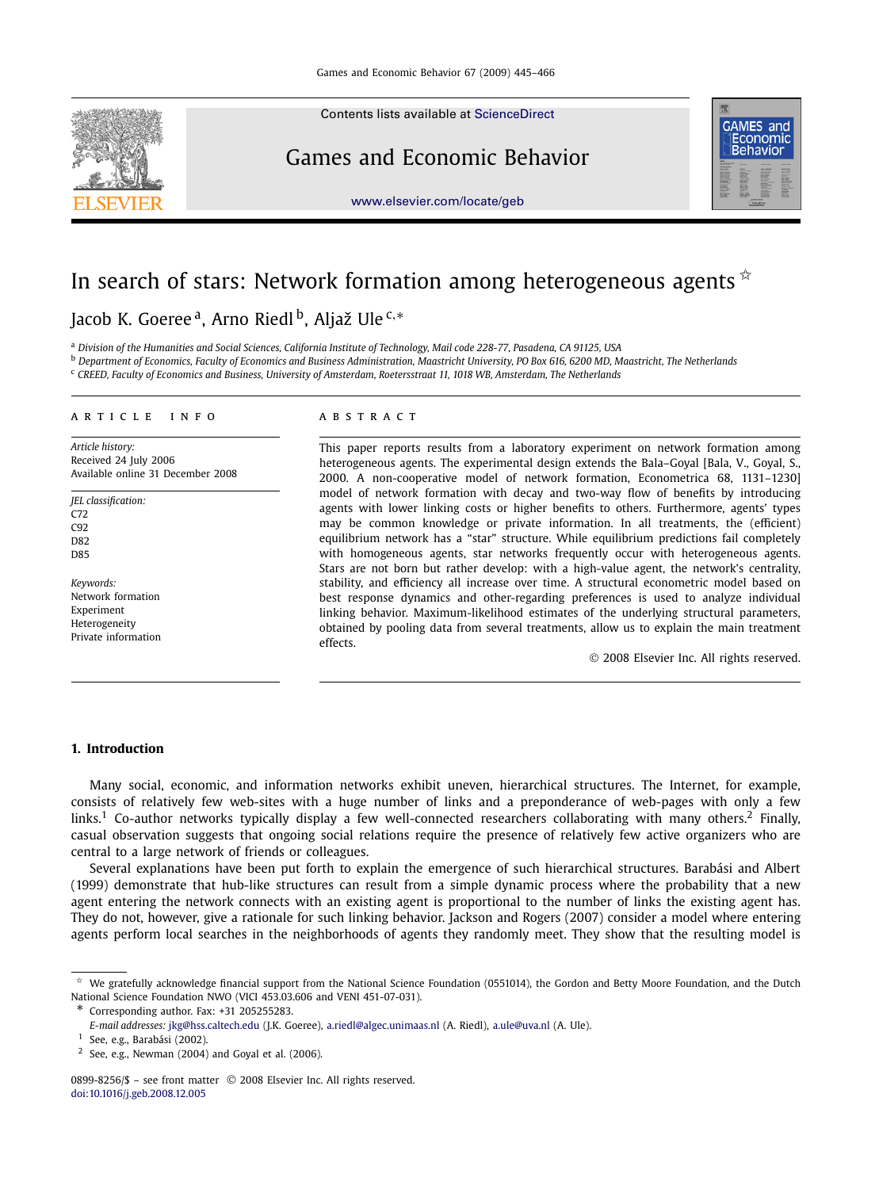# In search of stars: Network formation among heterogeneous agents ☆

Jacob K. Goeree [a], Arno Riedl [b], Aljaž Ule [c,*]

[a] Division of the Humanities and Social Sciences, California Institute of Technology, Mail code 228-77, Pasadena, CA 91125, USA
[b] Department of Economics, Faculty of Economics and Business Administration, Maastricht University, PO Box 616, 6200 MD, Maastricht, The Netherlands
[c] CREED, Faculty of Economics and Business, University of Amsterdam, Roetersstraat 11, 1018 WB, Amsterdam, The Netherlands

**ARTICLE INFO**

*Article history:*
Received 24 July 2006
Available online 31 December 2008

*JEL classification:*
C72
C92
D82
D85

*Keywords:*
Network formation
Experiment
Heterogeneity
Private information

**ABSTRACT**

This paper reports results from a laboratory experiment on network formation among heterogeneous agents. The experimental design extends the Bala–Goyal [Bala, V., Goyal, S., 2000. A non-cooperative model of network formation, Econometrica 68, 1131–1230] model of network formation with decay and two-way flow of benefits by introducing agents with lower linking costs or higher benefits to others. Furthermore, agents' types may be common knowledge or private information. In all treatments, the (efficient) equilibrium network has a "star" structure. While equilibrium predictions fail completely with homogeneous agents, star networks frequently occur with heterogeneous agents. Stars are not born but rather develop: with a high-value agent, the network's centrality, stability, and efficiency all increase over time. A structural econometric model based on best response dynamics and other-regarding preferences is used to analyze individual linking behavior. Maximum-likelihood estimates of the underlying structural parameters, obtained by pooling data from several treatments, allow us to explain the main treatment effects.

© 2008 Elsevier Inc. All rights reserved.

## 1. Introduction

Many social, economic, and information networks exhibit uneven, hierarchical structures. The Internet, for example, consists of relatively few web-sites with a huge number of links and a preponderance of web-pages with only a few links.[1] Co-author networks typically display a few well-connected researchers collaborating with many others.[2] Finally, casual observation suggests that ongoing social relations require the presence of relatively few active organizers who are central to a large network of friends or colleagues.

Several explanations have been put forth to explain the emergence of such hierarchical structures. Barabási and Albert (1999) demonstrate that hub-like structures can result from a simple dynamic process where the probability that a new agent entering the network connects with an existing agent is proportional to the number of links the existing agent has. They do not, however, give a rationale for such linking behavior. Jackson and Rogers (2007) consider a model where entering agents perform local searches in the neighborhoods of agents they randomly meet. They show that the resulting model is

☆ We gratefully acknowledge financial support from the National Science Foundation (0551014), the Gordon and Betty Moore Foundation, and the Dutch National Science Foundation NWO (VICI 453.03.606 and VENI 451-07-031).

\* Corresponding author. Fax: +31 205255283.
*E-mail addresses:* jkg@hss.caltech.edu (J.K. Goeree), a.riedl@algec.unimaas.nl (A. Riedl), a.ule@uva.nl (A. Ule).

[1] See, e.g., Barabási (2002).

[2] See, e.g., Newman (2004) and Goyal et al. (2006).

0899-8256/$ – see front matter © 2008 Elsevier Inc. All rights reserved.
doi:10.1016/j.geb.2008.12.005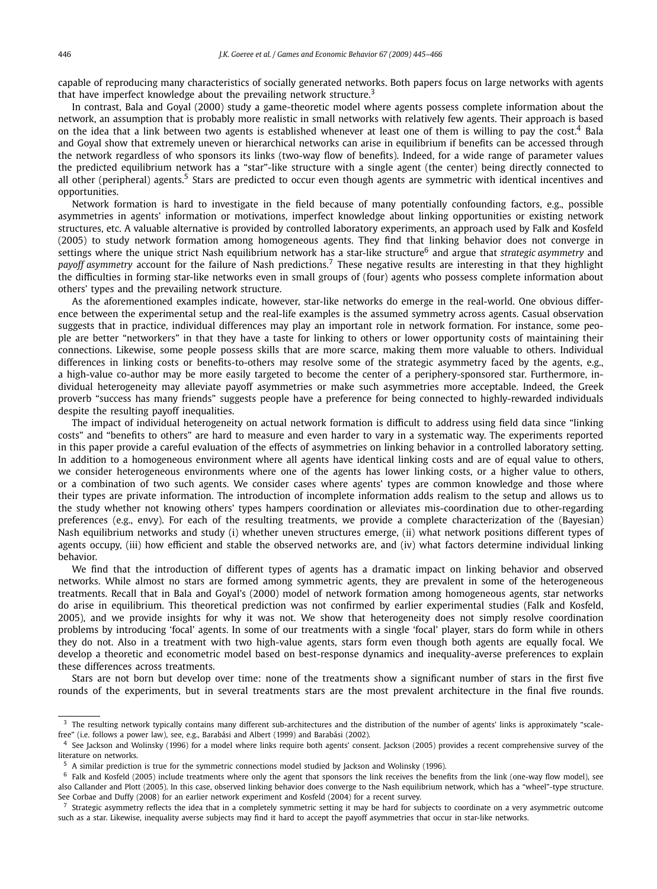capable of reproducing many characteristics of socially generated networks. Both papers focus on large networks with agents that have imperfect knowledge about the prevailing network structure.[3]

In contrast, Bala and Goyal (2000) study a game-theoretic model where agents possess complete information about the network, an assumption that is probably more realistic in small networks with relatively few agents. Their approach is based on the idea that a link between two agents is established whenever at least one of them is willing to pay the cost.[4] Bala and Goyal show that extremely uneven or hierarchical networks can arise in equilibrium if benefits can be accessed through the network regardless of who sponsors its links (two-way flow of benefits). Indeed, for a wide range of parameter values the predicted equilibrium network has a "star"-like structure with a single agent (the center) being directly connected to all other (peripheral) agents.[5] Stars are predicted to occur even though agents are symmetric with identical incentives and opportunities.

Network formation is hard to investigate in the field because of many potentially confounding factors, e.g., possible asymmetries in agents' information or motivations, imperfect knowledge about linking opportunities or existing network structures, etc. A valuable alternative is provided by controlled laboratory experiments, an approach used by Falk and Kosfeld (2005) to study network formation among homogeneous agents. They find that linking behavior does not converge in settings where the unique strict Nash equilibrium network has a star-like structure[6] and argue that *strategic asymmetry* and *payoff asymmetry* account for the failure of Nash predictions.[7] These negative results are interesting in that they highlight the difficulties in forming star-like networks even in small groups of (four) agents who possess complete information about others' types and the prevailing network structure.

As the aforementioned examples indicate, however, star-like networks do emerge in the real-world. One obvious difference between the experimental setup and the real-life examples is the assumed symmetry across agents. Casual observation suggests that in practice, individual differences may play an important role in network formation. For instance, some people are better "networkers" in that they have a taste for linking to others or lower opportunity costs of maintaining their connections. Likewise, some people possess skills that are more scarce, making them more valuable to others. Individual differences in linking costs or benefits-to-others may resolve some of the strategic asymmetry faced by the agents, e.g., a high-value co-author may be more easily targeted to become the center of a periphery-sponsored star. Furthermore, individual heterogeneity may alleviate payoff asymmetries or make such asymmetries more acceptable. Indeed, the Greek proverb "success has many friends" suggests people have a preference for being connected to highly-rewarded individuals despite the resulting payoff inequalities.

The impact of individual heterogeneity on actual network formation is difficult to address using field data since "linking costs" and "benefits to others" are hard to measure and even harder to vary in a systematic way. The experiments reported in this paper provide a careful evaluation of the effects of asymmetries on linking behavior in a controlled laboratory setting. In addition to a homogeneous environment where all agents have identical linking costs and are of equal value to others, we consider heterogeneous environments where one of the agents has lower linking costs, or a higher value to others, or a combination of two such agents. We consider cases where agents' types are common knowledge and those where their types are private information. The introduction of incomplete information adds realism to the setup and allows us to the study whether not knowing others' types hampers coordination or alleviates mis-coordination due to other-regarding preferences (e.g., envy). For each of the resulting treatments, we provide a complete characterization of the (Bayesian) Nash equilibrium networks and study (i) whether uneven structures emerge, (ii) what network positions different types of agents occupy, (iii) how efficient and stable the observed networks are, and (iv) what factors determine individual linking behavior.

We find that the introduction of different types of agents has a dramatic impact on linking behavior and observed networks. While almost no stars are formed among symmetric agents, they are prevalent in some of the heterogeneous treatments. Recall that in Bala and Goyal's (2000) model of network formation among homogeneous agents, star networks do arise in equilibrium. This theoretical prediction was not confirmed by earlier experimental studies (Falk and Kosfeld, 2005), and we provide insights for why it was not. We show that heterogeneity does not simply resolve coordination problems by introducing 'focal' agents. In some of our treatments with a single 'focal' player, stars do form while in others they do not. Also in a treatment with two high-value agents, stars form even though both agents are equally focal. We develop a theoretic and econometric model based on best-response dynamics and inequality-averse preferences to explain these differences across treatments.

Stars are not born but develop over time: none of the treatments show a significant number of stars in the first five rounds of the experiments, but in several treatments stars are the most prevalent architecture in the final five rounds.

---

[3] The resulting network typically contains many different sub-architectures and the distribution of the number of agents' links is approximately "scale-free" (i.e. follows a power law), see, e.g., Barabási and Albert (1999) and Barabási (2002).

[4] See Jackson and Wolinsky (1996) for a model where links require both agents' consent. Jackson (2005) provides a recent comprehensive survey of the literature on networks.

[5] A similar prediction is true for the symmetric connections model studied by Jackson and Wolinsky (1996).

[6] Falk and Kosfeld (2005) include treatments where only the agent that sponsors the link receives the benefits from the link (one-way flow model), see also Callander and Plott (2005). In this case, observed linking behavior does converge to the Nash equilibrium network, which has a "wheel"-type structure. See Corbae and Duffy (2008) for an earlier network experiment and Kosfeld (2004) for a recent survey.

[7] Strategic asymmetry reflects the idea that in a completely symmetric setting it may be hard for subjects to coordinate on a very asymmetric outcome such as a star. Likewise, inequality averse subjects may find it hard to accept the payoff asymmetries that occur in star-like networks.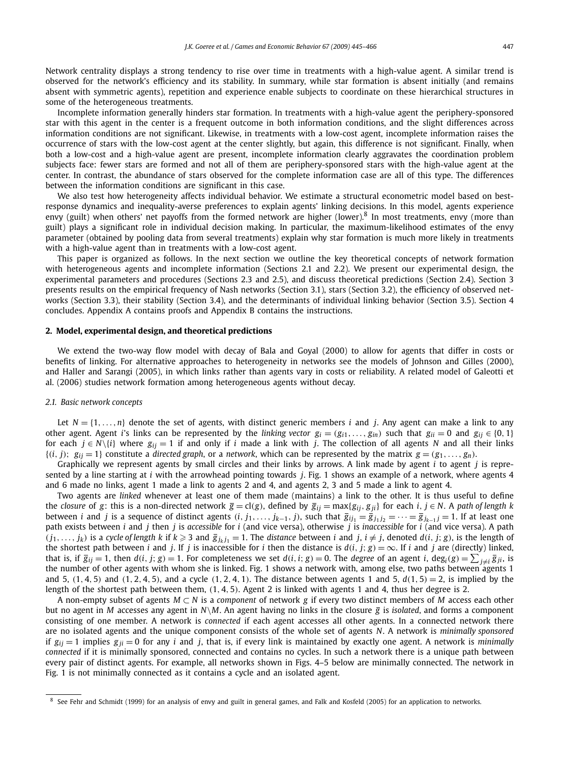Network centrality displays a strong tendency to rise over time in treatments with a high-value agent. A similar trend is observed for the network's efficiency and its stability. In summary, while star formation is absent initially (and remains absent with symmetric agents), repetition and experience enable subjects to coordinate on these hierarchical structures in some of the heterogeneous treatments.

Incomplete information generally hinders star formation. In treatments with a high-value agent the periphery-sponsored star with this agent in the center is a frequent outcome in both information conditions, and the slight differences across information conditions are not significant. Likewise, in treatments with a low-cost agent, incomplete information raises the occurrence of stars with the low-cost agent at the center slightly, but again, this difference is not significant. Finally, when both a low-cost and a high-value agent are present, incomplete information clearly aggravates the coordination problem subjects face: fewer stars are formed and not all of them are periphery-sponsored stars with the high-value agent at the center. In contrast, the abundance of stars observed for the complete information case are all of this type. The differences between the information conditions are significant in this case.

We also test how heterogeneity affects individual behavior. We estimate a structural econometric model based on best-response dynamics and inequality-averse preferences to explain agents' linking decisions. In this model, agents experience envy (guilt) when others' net payoffs from the formed network are higher (lower).[8] In most treatments, envy (more than guilt) plays a significant role in individual decision making. In particular, the maximum-likelihood estimates of the envy parameter (obtained by pooling data from several treatments) explain why star formation is much more likely in treatments with a high-value agent than in treatments with a low-cost agent.

This paper is organized as follows. In the next section we outline the key theoretical concepts of network formation with heterogeneous agents and incomplete information (Sections 2.1 and 2.2). We present our experimental design, the experimental parameters and procedures (Sections 2.3 and 2.5), and discuss theoretical predictions (Section 2.4). Section 3 presents results on the empirical frequency of Nash networks (Section 3.1), stars (Section 3.2), the efficiency of observed networks (Section 3.3), their stability (Section 3.4), and the determinants of individual linking behavior (Section 3.5). Section 4 concludes. Appendix A contains proofs and Appendix B contains the instructions.

## 2. Model, experimental design, and theoretical predictions

We extend the two-way flow model with decay of Bala and Goyal (2000) to allow for agents that differ in costs or benefits of linking. For alternative approaches to heterogeneity in networks see the models of Johnson and Gilles (2000), and Haller and Sarangi (2005), in which links rather than agents vary in costs or reliability. A related model of Galeotti et al. (2006) studies network formation among heterogeneous agents without decay.

### 2.1. Basic network concepts

Let $N = \{1, \ldots, n\}$ denote the set of agents, with distinct generic members $i$ and $j$. Any agent can make a link to any other agent. Agent $i$'s links can be represented by the *linking vector* $g_i = (g_{i1}, \ldots, g_{in})$ such that $g_{ii} = 0$ and $g_{ij} \in \{0, 1\}$ for each $j \in N \backslash \{i\}$ where $g_{ij} = 1$ if and only if $i$ made a link with $j$. The collection of all agents $N$ and all their links $\{(i, j);\ g_{ij} = 1\}$ constitute a *directed graph*, or a *network*, which can be represented by the matrix $g = (g_1, \ldots, g_n)$.

Graphically we represent agents by small circles and their links by arrows. A link made by agent $i$ to agent $j$ is represented by a line starting at $i$ with the arrowhead pointing towards $j$. Fig. 1 shows an example of a network, where agents 4 and 6 made no links, agent 1 made a link to agents 2 and 4, and agents 2, 3 and 5 made a link to agent 4.

Two agents are *linked* whenever at least one of them made (maintains) a link to the other. It is thus useful to define the *closure* of $g$: this is a non-directed network $\bar{g} = \mathrm{cl}(g)$, defined by $\bar{g}_{ij} = \max\{g_{ij}, g_{ji}\}$ for each $i, j \in N$. A *path of length k* between $i$ and $j$ is a sequence of distinct agents $(i, j_1, \ldots, j_{k-1}, j)$, such that $\bar{g}_{ij_1} = \bar{g}_{j_1 j_2} = \cdots = \bar{g}_{j_{k-1} j} = 1$. If at least one path exists between $i$ and $j$ then $j$ is *accessible* for $i$ (and vice versa), otherwise $j$ is *inaccessible* for $i$ (and vice versa). A path $(j_1, \ldots, j_k)$ is a *cycle of length k* if $k \geqslant 3$ and $\bar{g}_{j_k j_1} = 1$. The *distance* between $i$ and $j$, $i \neq j$, denoted $d(i, j; g)$, is the length of the shortest path between $i$ and $j$. If $j$ is inaccessible for $i$ then the distance is $d(i, j; g) = \infty$. If $i$ and $j$ are (directly) linked, that is, if $\bar{g}_{ij} = 1$, then $d(i, j; g) = 1$. For completeness we set $d(i, i; g) = 0$. The *degree* of an agent $i$, $\deg_i(g) = \sum_{j \neq i} \bar{g}_{ji}$, is the number of other agents with whom she is linked. Fig. 1 shows a network with, among else, two paths between agents 1 and 5, $(1, 4, 5)$ and $(1, 2, 4, 5)$, and a cycle $(1, 2, 4, 1)$. The distance between agents 1 and 5, $d(1, 5) = 2$, is implied by the length of the shortest path between them, $(1, 4, 5)$. Agent 2 is linked with agents 1 and 4, thus her degree is 2.

A non-empty subset of agents $M \subset N$ is a *component* of network $g$ if every two distinct members of $M$ access each other but no agent in $M$ accesses any agent in $N \backslash M$. An agent having no links in the closure $\bar{g}$ is *isolated*, and forms a component consisting of one member. A network is *connected* if each agent accesses all other agents. In a connected network there are no isolated agents and the unique component consists of the whole set of agents $N$. A network is *minimally sponsored* if $g_{ij} = 1$ implies $g_{ji} = 0$ for any $i$ and $j$, that is, if every link is maintained by exactly one agent. A network is *minimally connected* if it is minimally sponsored, connected and contains no cycles. In such a network there is a unique path between every pair of distinct agents. For example, all networks shown in Figs. 4–5 below are minimally connected. The network in Fig. 1 is not minimally connected as it contains a cycle and an isolated agent.

---

[8] See Fehr and Schmidt (1999) for an analysis of envy and guilt in general games, and Falk and Kosfeld (2005) for an application to networks.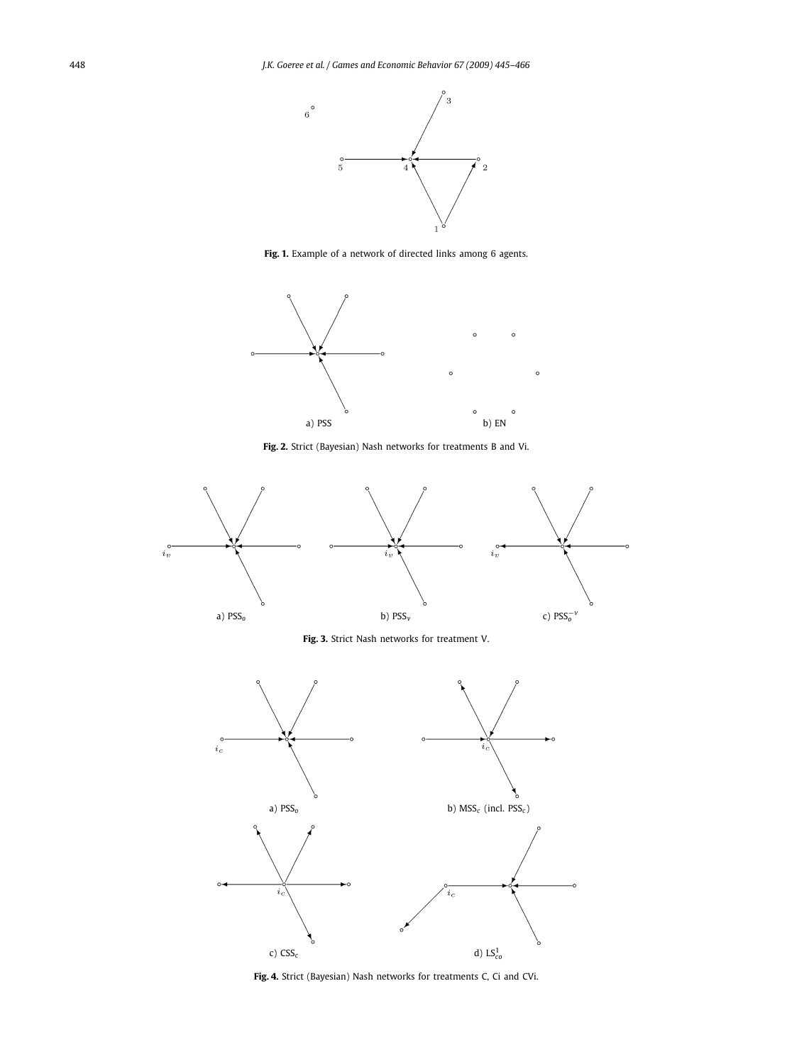**Fig. 1.** Example of a network of directed links among 6 agents.

a) PSS b) EN

**Fig. 2.** Strict (Bayesian) Nash networks for treatments B and Vi.

a) $\text{PSS}_o$ b) $\text{PSS}_v$ c) $\text{PSS}_o^{-v}$

**Fig. 3.** Strict Nash networks for treatment V.

a) $\text{PSS}_o$ b) $\text{MSS}_c$ (incl. $\text{PSS}_c$)

c) $\text{CSS}_c$ d) $\text{LS}_{co}^1$

**Fig. 4.** Strict (Bayesian) Nash networks for treatments C, Ci and CVi.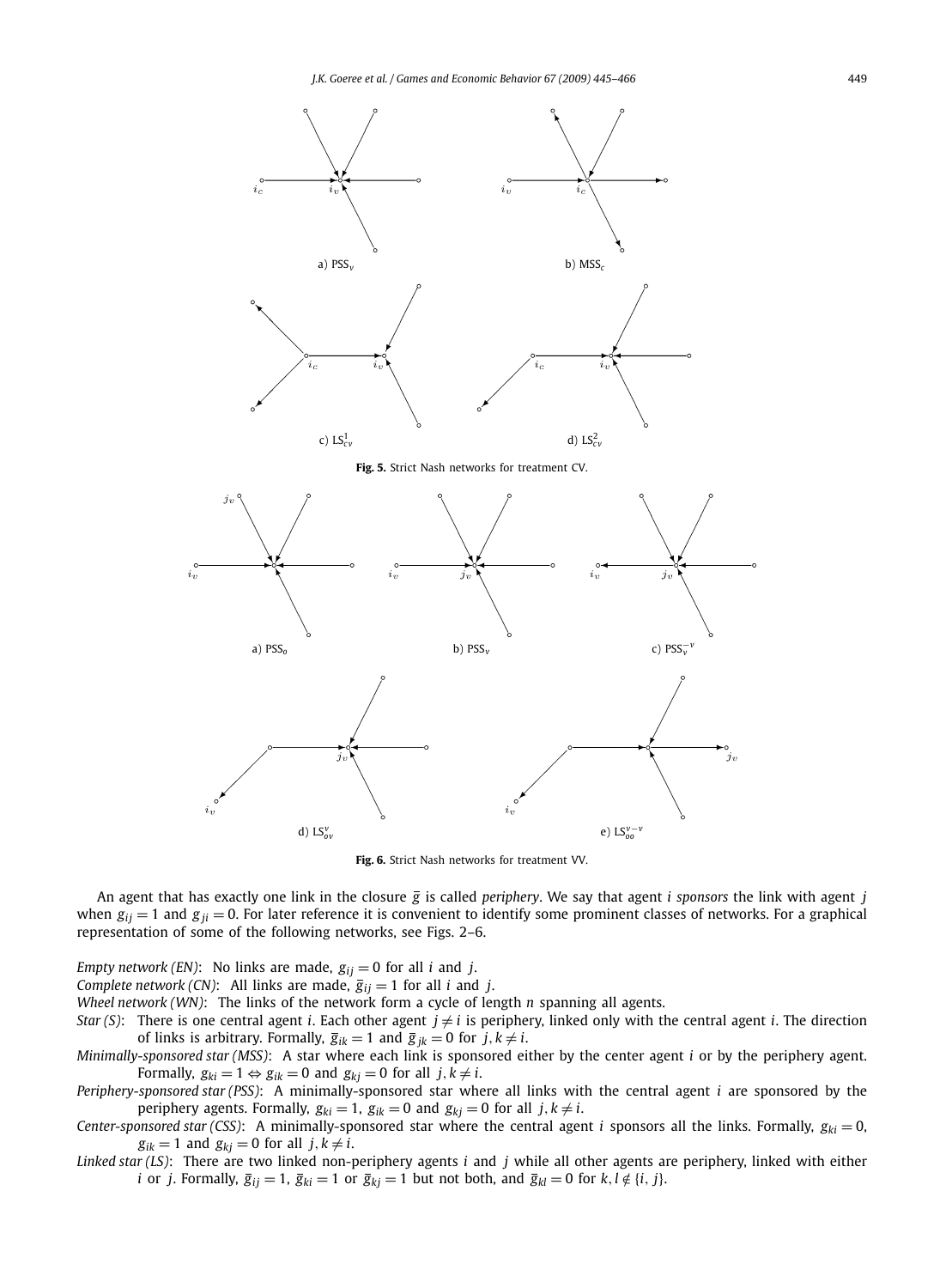a) $\text{PSS}_v$

b) $\text{MSS}_c$

c) $\text{LS}^1_{cv}$

d) $\text{LS}^2_{cv}$

**Fig. 5.** Strict Nash networks for treatment CV.

a) $\text{PSS}_o$

b) $\text{PSS}_v$

c) $\text{PSS}_v^{-v}$

d) $\text{LS}^v_{ov}$

e) $\text{LS}^{v-v}_{oo}$

**Fig. 6.** Strict Nash networks for treatment VV.

An agent that has exactly one link in the closure $\bar{g}$ is called *periphery*. We say that agent $i$ *sponsors* the link with agent $j$ when $g_{ij} = 1$ and $g_{ji} = 0$. For later reference it is convenient to identify some prominent classes of networks. For a graphical representation of some of the following networks, see Figs. 2–6.

*Empty network (EN)*: No links are made, $g_{ij} = 0$ for all $i$ and $j$.

*Complete network (CN)*: All links are made, $\bar{g}_{ij} = 1$ for all $i$ and $j$.

*Wheel network (WN)*: The links of the network form a cycle of length $n$ spanning all agents.

*Star (S)*: There is one central agent $i$. Each other agent $j \neq i$ is periphery, linked only with the central agent $i$. The direction of links is arbitrary. Formally, $\bar{g}_{ik} = 1$ and $\bar{g}_{jk} = 0$ for $j, k \neq i$.

*Minimally-sponsored star (MSS)*: A star where each link is sponsored either by the center agent $i$ or by the periphery agent. Formally, $g_{ki} = 1 \Leftrightarrow g_{ik} = 0$ and $g_{kj} = 0$ for all $j, k \neq i$.

*Periphery-sponsored star (PSS)*: A minimally-sponsored star where all links with the central agent $i$ are sponsored by the periphery agents. Formally, $g_{ki} = 1$, $g_{ik} = 0$ and $g_{kj} = 0$ for all $j, k \neq i$.

*Center-sponsored star (CSS)*: A minimally-sponsored star where the central agent $i$ sponsors all the links. Formally, $g_{ki} = 0$, $g_{ik} = 1$ and $g_{kj} = 0$ for all $j, k \neq i$.

*Linked star (LS)*: There are two linked non-periphery agents $i$ and $j$ while all other agents are periphery, linked with either $i$ or $j$. Formally, $\bar{g}_{ij} = 1$, $\bar{g}_{ki} = 1$ or $\bar{g}_{kj} = 1$ but not both, and $\bar{g}_{kl} = 0$ for $k, l \notin \{i, j\}$.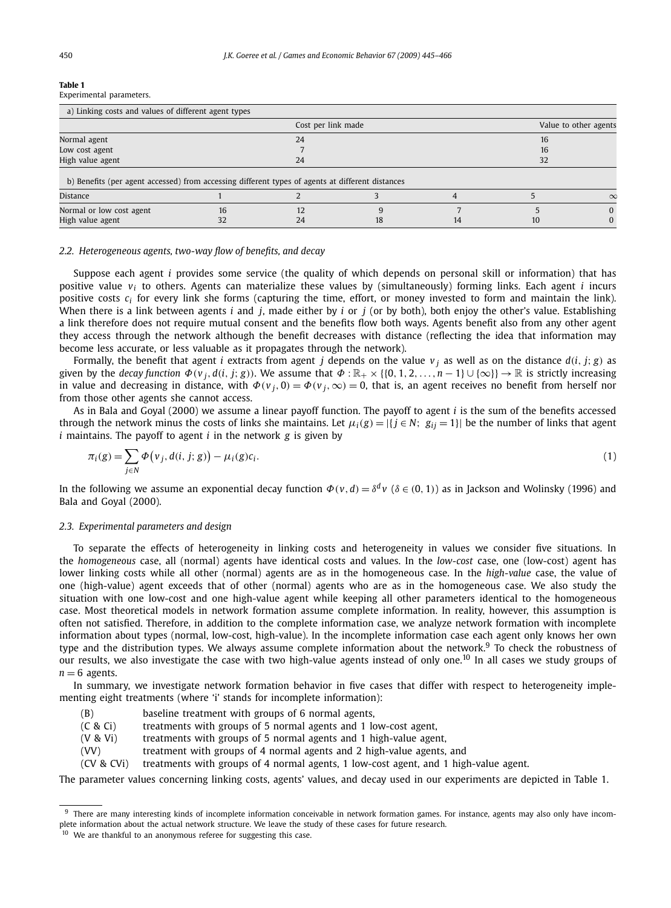**Table 1**
Experimental parameters.

a) Linking costs and values of different agent types

| | Cost per link made | Value to other agents |
|---|---|---|
| Normal agent | 24 | 16 |
| Low cost agent | 7 | 16 |
| High value agent | 24 | 32 |

b) Benefits (per agent accessed) from accessing different types of agents at different distances

| Distance | 1 | 2 | 3 | 4 | 5 | $\infty$ |
|---|---|---|---|---|---|---|
| Normal or low cost agent | 16 | 12 | 9 | 7 | 5 | 0 |
| High value agent | 32 | 24 | 18 | 14 | 10 | 0 |

### 2.2. Heterogeneous agents, two-way flow of benefits, and decay

Suppose each agent $i$ provides some service (the quality of which depends on personal skill or information) that has positive value $v_i$ to others. Agents can materialize these values by (simultaneously) forming links. Each agent $i$ incurs positive costs $c_i$ for every link she forms (capturing the time, effort, or money invested to form and maintain the link). When there is a link between agents $i$ and $j$, made either by $i$ or $j$ (or by both), both enjoy the other's value. Establishing a link therefore does not require mutual consent and the benefits flow both ways. Agents benefit also from any other agent they access through the network although the benefit decreases with distance (reflecting the idea that information may become less accurate, or less valuable as it propagates through the network).

Formally, the benefit that agent $i$ extracts from agent $j$ depends on the value $v_j$ as well as on the distance $d(i, j; g)$ as given by the *decay function* $\Phi(v_j, d(i, j; g))$. We assume that $\Phi : \mathbb{R}_+ \times \{\{0, 1, 2, \ldots, n-1\} \cup \{\infty\}\} \to \mathbb{R}$ is strictly increasing in value and decreasing in distance, with $\Phi(v_j, 0) = \Phi(v_j, \infty) = 0$, that is, an agent receives no benefit from herself nor from those other agents she cannot access.

As in Bala and Goyal (2000) we assume a linear payoff function. The payoff to agent $i$ is the sum of the benefits accessed through the network minus the costs of links she maintains. Let $\mu_i(g) = |\{j \in N;\ g_{ij} = 1\}|$ be the number of links that agent $i$ maintains. The payoff to agent $i$ in the network $g$ is given by

$$\pi_i(g) = \sum_{j \in N} \Phi\big(v_j, d(i, j; g)\big) - \mu_i(g) c_i. \tag{1}$$

In the following we assume an exponential decay function $\Phi(v, d) = \delta^d v$ ($\delta \in (0, 1)$) as in Jackson and Wolinsky (1996) and Bala and Goyal (2000).

### 2.3. Experimental parameters and design

To separate the effects of heterogeneity in linking costs and heterogeneity in values we consider five situations. In the *homogeneous* case, all (normal) agents have identical costs and values. In the *low-cost* case, one (low-cost) agent has lower linking costs while all other (normal) agents are as in the homogeneous case. In the *high-value* case, the value of one (high-value) agent exceeds that of other (normal) agents who are as in the homogeneous case. We also study the situation with one low-cost and one high-value agent while keeping all other parameters identical to the homogeneous case. Most theoretical models in network formation assume complete information. In reality, however, this assumption is often not satisfied. Therefore, in addition to the complete information case, we analyze network formation with incomplete information about types (normal, low-cost, high-value). In the incomplete information case each agent only knows her own type and the distribution types. We always assume complete information about the network.[9] To check the robustness of our results, we also investigate the case with two high-value agents instead of only one.[10] In all cases we study groups of $n = 6$ agents.

In summary, we investigate network formation behavior in five cases that differ with respect to heterogeneity implementing eight treatments (where 'i' stands for incomplete information):

- (B) baseline treatment with groups of 6 normal agents,
- (C & Ci) treatments with groups of 5 normal agents and 1 low-cost agent,
- (V & Vi) treatments with groups of 5 normal agents and 1 high-value agent,
- (VV) treatment with groups of 4 normal agents and 2 high-value agents, and
- (CV & CVi) treatments with groups of 4 normal agents, 1 low-cost agent, and 1 high-value agent.

The parameter values concerning linking costs, agents' values, and decay used in our experiments are depicted in Table 1.

[9] There are many interesting kinds of incomplete information conceivable in network formation games. For instance, agents may also only have incomplete information about the actual network structure. We leave the study of these cases for future research.

[10] We are thankful to an anonymous referee for suggesting this case.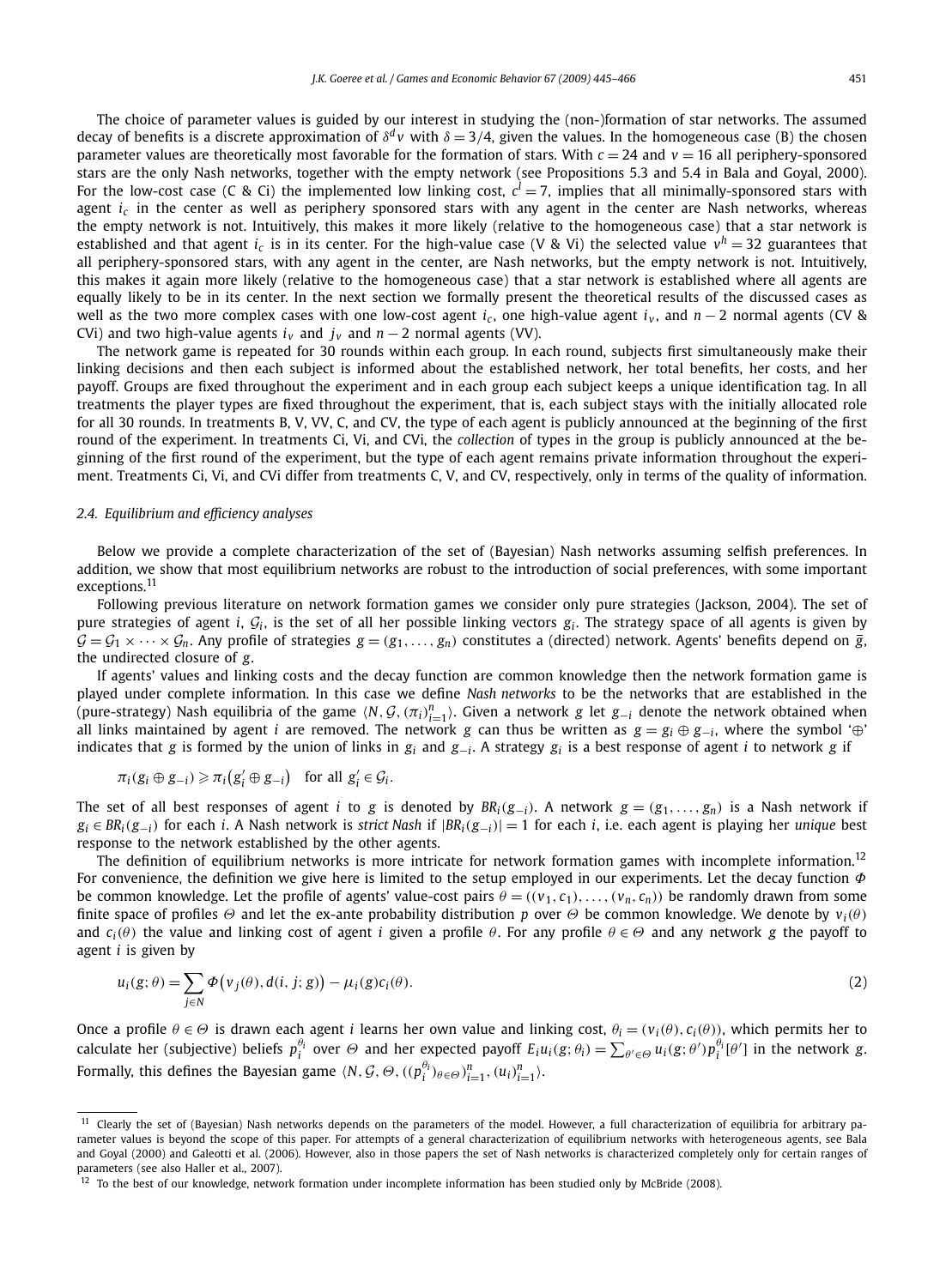The choice of parameter values is guided by our interest in studying the (non-)formation of star networks. The assumed decay of benefits is a discrete approximation of $\delta^d v$ with $\delta = 3/4$, given the values. In the homogeneous case (B) the chosen parameter values are theoretically most favorable for the formation of stars. With $c = 24$ and $v = 16$ all periphery-sponsored stars are the only Nash networks, together with the empty network (see Propositions 5.3 and 5.4 in Bala and Goyal, 2000). For the low-cost case (C & Ci) the implemented low linking cost, $c^l = 7$, implies that all minimally-sponsored stars with agent $i_c$ in the center as well as periphery sponsored stars with any agent in the center are Nash networks, whereas the empty network is not. Intuitively, this makes it more likely (relative to the homogeneous case) that a star network is established and that agent $i_c$ is in its center. For the high-value case (V & Vi) the selected value $v^h = 32$ guarantees that all periphery-sponsored stars, with any agent in the center, are Nash networks, but the empty network is not. Intuitively, this makes it again more likely (relative to the homogeneous case) that a star network is established where all agents are equally likely to be in its center. In the next section we formally present the theoretical results of the discussed cases as well as the two more complex cases with one low-cost agent $i_c$, one high-value agent $i_v$, and $n - 2$ normal agents (CV & CVi) and two high-value agents $i_v$ and $j_v$ and $n - 2$ normal agents (VV).

The network game is repeated for 30 rounds within each group. In each round, subjects first simultaneously make their linking decisions and then each subject is informed about the established network, her total benefits, her costs, and her payoff. Groups are fixed throughout the experiment and in each group each subject keeps a unique identification tag. In all treatments the player types are fixed throughout the experiment, that is, each subject stays with the initially allocated role for all 30 rounds. In treatments B, V, VV, C, and CV, the type of each agent is publicly announced at the beginning of the first round of the experiment. In treatments Ci, Vi, and CVi, the *collection* of types in the group is publicly announced at the beginning of the first round of the experiment, but the type of each agent remains private information throughout the experiment. Treatments Ci, Vi, and CVi differ from treatments C, V, and CV, respectively, only in terms of the quality of information.

### 2.4. Equilibrium and efficiency analyses

Below we provide a complete characterization of the set of (Bayesian) Nash networks assuming selfish preferences. In addition, we show that most equilibrium networks are robust to the introduction of social preferences, with some important exceptions.[11]

Following previous literature on network formation games we consider only pure strategies (Jackson, 2004). The set of pure strategies of agent $i$, $\mathcal{G}_i$, is the set of all her possible linking vectors $g_i$. The strategy space of all agents is given by $\mathcal{G} = \mathcal{G}_1 \times \cdots \times \mathcal{G}_n$. Any profile of strategies $g = (g_1, \ldots, g_n)$ constitutes a (directed) network. Agents' benefits depend on $\bar{g}$, the undirected closure of $g$.

If agents' values and linking costs and the decay function are common knowledge then the network formation game is played under complete information. In this case we define *Nash networks* to be the networks that are established in the (pure-strategy) Nash equilibria of the game $\langle N, \mathcal{G}, (\pi_i)_{i=1}^n \rangle$. Given a network $g$ let $g_{-i}$ denote the network obtained when all links maintained by agent $i$ are removed. The network $g$ can thus be written as $g = g_i \oplus g_{-i}$, where the symbol '$\oplus$' indicates that $g$ is formed by the union of links in $g_i$ and $g_{-i}$. A strategy $g_i$ is a best response of agent $i$ to network $g$ if

$$\pi_i(g_i \oplus g_{-i}) \geqslant \pi_i(g_i' \oplus g_{-i}) \quad \text{for all } g_i' \in \mathcal{G}_i.$$

The set of all best responses of agent $i$ to $g$ is denoted by $BR_i(g_{-i})$. A network $g = (g_1, \ldots, g_n)$ is a Nash network if $g_i \in BR_i(g_{-i})$ for each $i$. A Nash network is *strict Nash* if $|BR_i(g_{-i})| = 1$ for each $i$, i.e. each agent is playing her *unique* best response to the network established by the other agents.

The definition of equilibrium networks is more intricate for network formation games with incomplete information.[12] For convenience, the definition we give here is limited to the setup employed in our experiments. Let the decay function $\Phi$ be common knowledge. Let the profile of agents' value-cost pairs $\theta = ((v_1, c_1), \ldots, (v_n, c_n))$ be randomly drawn from some finite space of profiles $\Theta$ and let the ex-ante probability distribution $p$ over $\Theta$ be common knowledge. We denote by $v_i(\theta)$ and $c_i(\theta)$ the value and linking cost of agent $i$ given a profile $\theta$. For any profile $\theta \in \Theta$ and any network $g$ the payoff to agent $i$ is given by

$$u_i(g; \theta) = \sum_{j \in N} \Phi\big(v_j(\theta), d(i, j; g)\big) - \mu_i(g) c_i(\theta). \tag{2}$$

Once a profile $\theta \in \Theta$ is drawn each agent $i$ learns her own value and linking cost, $\theta_i = (v_i(\theta), c_i(\theta))$, which permits her to calculate her (subjective) beliefs $p_i^{\theta_i}$ over $\Theta$ and her expected payoff $E_i u_i(g; \theta_i) = \sum_{\theta' \in \Theta} u_i(g; \theta') p_i^{\theta_i}[\theta']$ in the network $g$. Formally, this defines the Bayesian game $\langle N, \mathcal{G}, \Theta, ((p_i^{\theta_i})_{\theta \in \Theta})_{i=1}^n, (u_i)_{i=1}^n \rangle$.

---

[11] Clearly the set of (Bayesian) Nash networks depends on the parameters of the model. However, a full characterization of equilibria for arbitrary parameter values is beyond the scope of this paper. For attempts of a general characterization of equilibrium networks with heterogeneous agents, see Bala and Goyal (2000) and Galeotti et al. (2006). However, also in those papers the set of Nash networks is characterized completely only for certain ranges of parameters (see also Haller et al., 2007).

[12] To the best of our knowledge, network formation under incomplete information has been studied only by McBride (2008).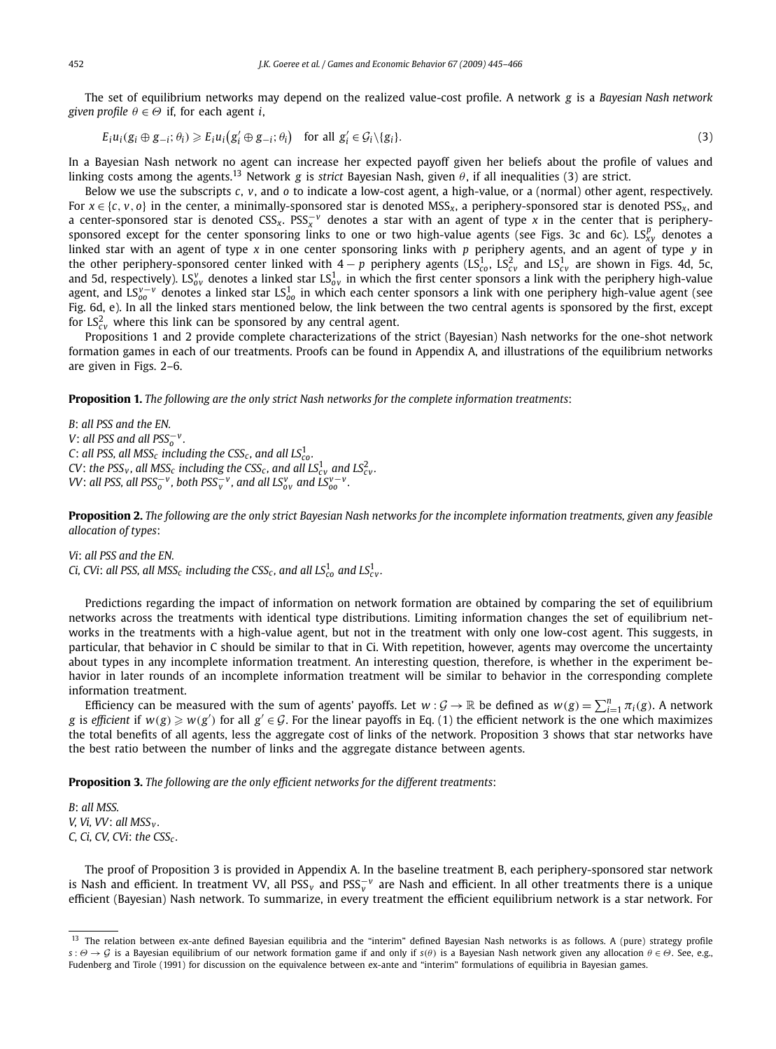The set of equilibrium networks may depend on the realized value-cost profile. A network $g$ is a *Bayesian Nash network given profile* $\theta \in \Theta$ if, for each agent $i$,

$$E_i u_i(g_i \oplus g_{-i}; \theta_i) \geqslant E_i u_i(g_i' \oplus g_{-i}; \theta_i) \quad \text{for all } g_i' \in \mathcal{G}_i \backslash \{g_i\}. \tag{3}$$

In a Bayesian Nash network no agent can increase her expected payoff given her beliefs about the profile of values and linking costs among the agents.[13] Network $g$ is *strict* Bayesian Nash, given $\theta$, if all inequalities (3) are strict.

Below we use the subscripts $c$, $v$, and $o$ to indicate a low-cost agent, a high-value, or a (normal) other agent, respectively. For $x \in \{c, v, o\}$ in the center, a minimally-sponsored star is denoted $\text{MSS}_x$, a periphery-sponsored star is denoted $\text{PSS}_x$, and a center-sponsored star is denoted $\text{CSS}_x$. $\text{PSS}_x^{-v}$ denotes a star with an agent of type $x$ in the center that is periphery-sponsored except for the center sponsoring links to one or two high-value agents (see Figs. 3c and 6c). $\text{LS}_{xy}^p$ denotes a linked star with an agent of type $x$ in one center sponsoring links with $p$ periphery agents, and an agent of type $y$ in the other periphery-sponsored center linked with $4-p$ periphery agents ($\text{LS}_{co}^1$, $\text{LS}_{cv}^2$ and $\text{LS}_{cv}^1$ are shown in Figs. 4d, 5c, and 5d, respectively). $\text{LS}_{ov}^v$ denotes a linked star $\text{LS}_{ov}^1$ in which the first center sponsors a link with the periphery high-value agent, and $\text{LS}_{oo}^{v-v}$ denotes a linked star $\text{LS}_{oo}^1$ in which each center sponsors a link with one periphery high-value agent (see Fig. 6d, e). In all the linked stars mentioned below, the link between the two central agents is sponsored by the first, except for $\text{LS}_{cv}^2$ where this link can be sponsored by any central agent.

Propositions 1 and 2 provide complete characterizations of the strict (Bayesian) Nash networks for the one-shot network formation games in each of our treatments. Proofs can be found in Appendix A, and illustrations of the equilibrium networks are given in Figs. 2–6.

**Proposition 1.** *The following are the only strict Nash networks for the complete information treatments*:

*B*: *all PSS and the EN.*
*V*: *all PSS and all* $\text{PSS}_o^{-v}$.
*C*: *all PSS, all* $\text{MSS}_c$ *including the* $\text{CSS}_c$, *and all* $\text{LS}_{co}^1$.
*CV*: *the* $\text{PSS}_v$, *all* $\text{MSS}_c$ *including the* $\text{CSS}_c$, *and all* $\text{LS}_{cv}^1$ *and* $\text{LS}_{cv}^2$.
*VV*: *all PSS, all* $\text{PSS}_o^{-v}$, *both* $\text{PSS}_v^{-v}$, *and all* $\text{LS}_{ov}^v$ *and* $\text{LS}_{oo}^{v-v}$.

**Proposition 2.** *The following are the only strict Bayesian Nash networks for the incomplete information treatments, given any feasible allocation of types*:

*Vi*: *all PSS and the EN.*
*Ci, CVi*: *all PSS, all* $\text{MSS}_c$ *including the* $\text{CSS}_c$, *and all* $\text{LS}_{co}^1$ *and* $\text{LS}_{cv}^1$.

Predictions regarding the impact of information on network formation are obtained by comparing the set of equilibrium networks across the treatments with identical type distributions. Limiting information changes the set of equilibrium networks in the treatments with a high-value agent, but not in the treatment with only one low-cost agent. This suggests, in particular, that behavior in C should be similar to that in Ci. With repetition, however, agents may overcome the uncertainty about types in any incomplete information treatment. An interesting question, therefore, is whether in the experiment behavior in later rounds of an incomplete information treatment will be similar to behavior in the corresponding complete information treatment.

Efficiency can be measured with the sum of agents' payoffs. Let $w : \mathcal{G} \to \mathbb{R}$ be defined as $w(g) = \sum_{i=1}^n \pi_i(g)$. A network $g$ is *efficient* if $w(g) \geqslant w(g')$ for all $g' \in \mathcal{G}$. For the linear payoffs in Eq. (1) the efficient network is the one which maximizes the total benefits of all agents, less the aggregate cost of links of the network. Proposition 3 shows that star networks have the best ratio between the number of links and the aggregate distance between agents.

**Proposition 3.** *The following are the only efficient networks for the different treatments*:

*B*: *all MSS.*
*V, Vi, VV*: *all* $\text{MSS}_v$.
*C, Ci, CV, CVi*: *the* $\text{CSS}_c$.

The proof of Proposition 3 is provided in Appendix A. In the baseline treatment B, each periphery-sponsored star network is Nash and efficient. In treatment VV, all $\text{PSS}_v$ and $\text{PSS}_v^{-v}$ are Nash and efficient. In all other treatments there is a unique efficient (Bayesian) Nash network. To summarize, in every treatment the efficient equilibrium network is a star network. For

[13] The relation between ex-ante defined Bayesian equilibria and the "interim" defined Bayesian Nash networks is as follows. A (pure) strategy profile $s : \Theta \to \mathcal{G}$ is a Bayesian equilibrium of our network formation game if and only if $s(\theta)$ is a Bayesian Nash network given any allocation $\theta \in \Theta$. See, e.g., Fudenberg and Tirole (1991) for discussion on the equivalence between ex-ante and "interim" formulations of equilibria in Bayesian games.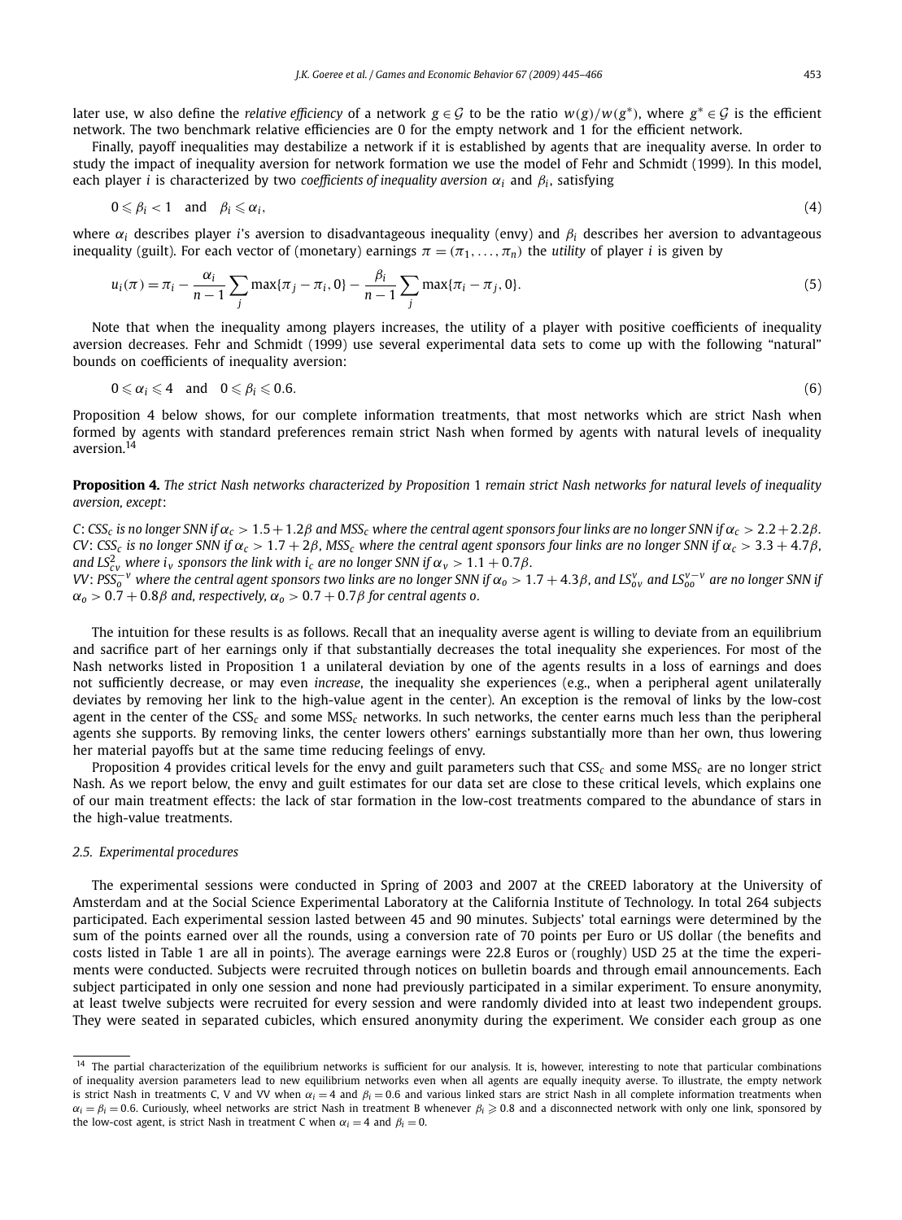later use, w also define the *relative efficiency* of a network $g \in \mathcal{G}$ to be the ratio $w(g)/w(g^*)$, where $g^* \in \mathcal{G}$ is the efficient network. The two benchmark relative efficiencies are 0 for the empty network and 1 for the efficient network.

Finally, payoff inequalities may destabilize a network if it is established by agents that are inequality averse. In order to study the impact of inequality aversion for network formation we use the model of Fehr and Schmidt (1999). In this model, each player $i$ is characterized by two *coefficients of inequality aversion* $\alpha_i$ and $\beta_i$, satisfying

$$0 \leqslant \beta_i < 1 \quad \text{and} \quad \beta_i \leqslant \alpha_i, \tag{4}$$

where $\alpha_i$ describes player $i$'s aversion to disadvantageous inequality (envy) and $\beta_i$ describes her aversion to advantageous inequality (guilt). For each vector of (monetary) earnings $\pi = (\pi_1, \ldots, \pi_n)$ the *utility* of player $i$ is given by

$$u_i(\pi) = \pi_i - \frac{\alpha_i}{n-1} \sum_j \max\{\pi_j - \pi_i, 0\} - \frac{\beta_i}{n-1} \sum_j \max\{\pi_i - \pi_j, 0\}. \tag{5}$$

Note that when the inequality among players increases, the utility of a player with positive coefficients of inequality aversion decreases. Fehr and Schmidt (1999) use several experimental data sets to come up with the following "natural" bounds on coefficients of inequality aversion:

$$0 \leqslant \alpha_i \leqslant 4 \quad \text{and} \quad 0 \leqslant \beta_i \leqslant 0.6. \tag{6}$$

Proposition 4 below shows, for our complete information treatments, that most networks which are strict Nash when formed by agents with standard preferences remain strict Nash when formed by agents with natural levels of inequality aversion.[14]

**Proposition 4.** *The strict Nash networks characterized by Proposition* 1 *remain strict Nash networks for natural levels of inequality aversion, except*:

*C*: *$CSS_c$ is no longer SNN if $\alpha_c > 1.5 + 1.2\beta$ and $MSS_c$ where the central agent sponsors four links are no longer SNN if $\alpha_c > 2.2 + 2.2\beta$.*
*CV*: *$CSS_c$ is no longer SNN if $\alpha_c > 1.7 + 2\beta$, $MSS_c$ where the central agent sponsors four links are no longer SNN if $\alpha_c > 3.3 + 4.7\beta$, and $LS^2_{cv}$ where $i_v$ sponsors the link with $i_c$ are no longer SNN if $\alpha_v > 1.1 + 0.7\beta$.*
*VV*: *$PSS^{-v}_o$ where the central agent sponsors two links are no longer SNN if $\alpha_o > 1.7 + 4.3\beta$, and $LS^v_{ov}$ and $LS^{v-v}_{oo}$ are no longer SNN if $\alpha_o > 0.7 + 0.8\beta$ and, respectively, $\alpha_o > 0.7 + 0.7\beta$ for central agents o.*

The intuition for these results is as follows. Recall that an inequality averse agent is willing to deviate from an equilibrium and sacrifice part of her earnings only if that substantially decreases the total inequality she experiences. For most of the Nash networks listed in Proposition 1 a unilateral deviation by one of the agents results in a loss of earnings and does not sufficiently decrease, or may even *increase*, the inequality she experiences (e.g., when a peripheral agent unilaterally deviates by removing her link to the high-value agent in the center). An exception is the removal of links by the low-cost agent in the center of the $CSS_c$ and some $MSS_c$ networks. In such networks, the center earns much less than the peripheral agents she supports. By removing links, the center lowers others' earnings substantially more than her own, thus lowering her material payoffs but at the same time reducing feelings of envy.

Proposition 4 provides critical levels for the envy and guilt parameters such that $CSS_c$ and some $MSS_c$ are no longer strict Nash. As we report below, the envy and guilt estimates for our data set are close to these critical levels, which explains one of our main treatment effects: the lack of star formation in the low-cost treatments compared to the abundance of stars in the high-value treatments.

### 2.5. Experimental procedures

The experimental sessions were conducted in Spring of 2003 and 2007 at the CREED laboratory at the University of Amsterdam and at the Social Science Experimental Laboratory at the California Institute of Technology. In total 264 subjects participated. Each experimental session lasted between 45 and 90 minutes. Subjects' total earnings were determined by the sum of the points earned over all the rounds, using a conversion rate of 70 points per Euro or US dollar (the benefits and costs listed in Table 1 are all in points). The average earnings were 22.8 Euros or (roughly) USD 25 at the time the experiments were conducted. Subjects were recruited through notices on bulletin boards and through email announcements. Each subject participated in only one session and none had previously participated in a similar experiment. To ensure anonymity, at least twelve subjects were recruited for every session and were randomly divided into at least two independent groups. They were seated in separated cubicles, which ensured anonymity during the experiment. We consider each group as one

[14] The partial characterization of the equilibrium networks is sufficient for our analysis. It is, however, interesting to note that particular combinations of inequality aversion parameters lead to new equilibrium networks even when all agents are equally inequity averse. To illustrate, the empty network is strict Nash in treatments C, V and VV when $\alpha_i = 4$ and $\beta_i = 0.6$ and various linked stars are strict Nash in all complete information treatments when $\alpha_i = \beta_i = 0.6$. Curiously, wheel networks are strict Nash in treatment B whenever $\beta_i \geqslant 0.8$ and a disconnected network with only one link, sponsored by the low-cost agent, is strict Nash in treatment C when $\alpha_i = 4$ and $\beta_i = 0$.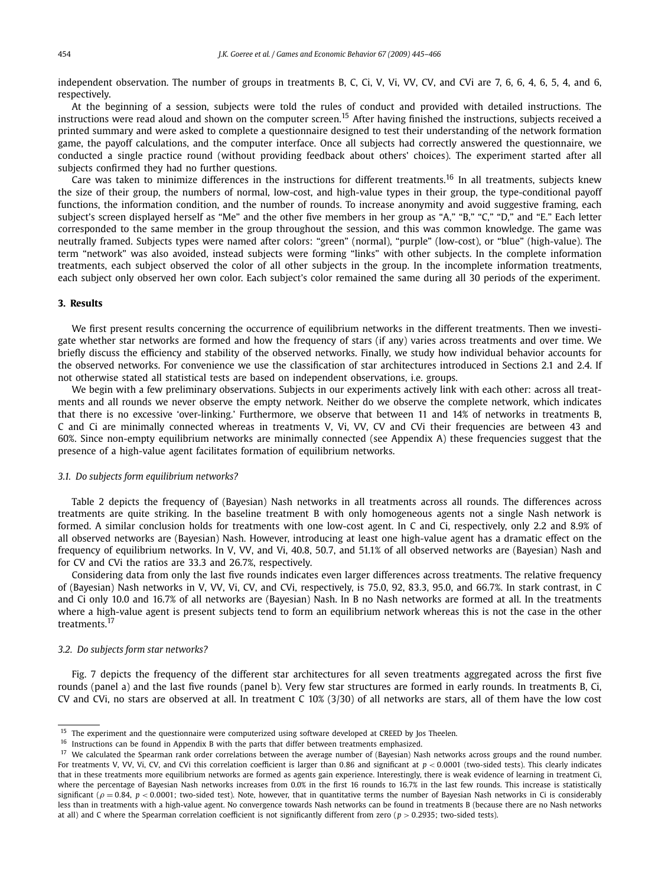independent observation. The number of groups in treatments B, C, Ci, V, Vi, VV, CV, and CVi are 7, 6, 6, 4, 6, 5, 4, and 6, respectively.

At the beginning of a session, subjects were told the rules of conduct and provided with detailed instructions. The instructions were read aloud and shown on the computer screen.[15] After having finished the instructions, subjects received a printed summary and were asked to complete a questionnaire designed to test their understanding of the network formation game, the payoff calculations, and the computer interface. Once all subjects had correctly answered the questionnaire, we conducted a single practice round (without providing feedback about others' choices). The experiment started after all subjects confirmed they had no further questions.

Care was taken to minimize differences in the instructions for different treatments.[16] In all treatments, subjects knew the size of their group, the numbers of normal, low-cost, and high-value types in their group, the type-conditional payoff functions, the information condition, and the number of rounds. To increase anonymity and avoid suggestive framing, each subject's screen displayed herself as "Me" and the other five members in her group as "A," "B," "C," "D," and "E." Each letter corresponded to the same member in the group throughout the session, and this was common knowledge. The game was neutrally framed. Subjects types were named after colors: "green" (normal), "purple" (low-cost), or "blue" (high-value). The term "network" was also avoided, instead subjects were forming "links" with other subjects. In the complete information treatments, each subject observed the color of all other subjects in the group. In the incomplete information treatments, each subject only observed her own color. Each subject's color remained the same during all 30 periods of the experiment.

## 3. Results

We first present results concerning the occurrence of equilibrium networks in the different treatments. Then we investigate whether star networks are formed and how the frequency of stars (if any) varies across treatments and over time. We briefly discuss the efficiency and stability of the observed networks. Finally, we study how individual behavior accounts for the observed networks. For convenience we use the classification of star architectures introduced in Sections 2.1 and 2.4. If not otherwise stated all statistical tests are based on independent observations, i.e. groups.

We begin with a few preliminary observations. Subjects in our experiments actively link with each other: across all treatments and all rounds we never observe the empty network. Neither do we observe the complete network, which indicates that there is no excessive 'over-linking.' Furthermore, we observe that between 11 and 14% of networks in treatments B, C and Ci are minimally connected whereas in treatments V, Vi, VV, CV and CVi their frequencies are between 43 and 60%. Since non-empty equilibrium networks are minimally connected (see Appendix A) these frequencies suggest that the presence of a high-value agent facilitates formation of equilibrium networks.

### 3.1. Do subjects form equilibrium networks?

Table 2 depicts the frequency of (Bayesian) Nash networks in all treatments across all rounds. The differences across treatments are quite striking. In the baseline treatment B with only homogeneous agents not a single Nash network is formed. A similar conclusion holds for treatments with one low-cost agent. In C and Ci, respectively, only 2.2 and 8.9% of all observed networks are (Bayesian) Nash. However, introducing at least one high-value agent has a dramatic effect on the frequency of equilibrium networks. In V, VV, and Vi, 40.8, 50.7, and 51.1% of all observed networks are (Bayesian) Nash and for CV and CVi the ratios are 33.3 and 26.7%, respectively.

Considering data from only the last five rounds indicates even larger differences across treatments. The relative frequency of (Bayesian) Nash networks in V, VV, Vi, CV, and CVi, respectively, is 75.0, 92, 83.3, 95.0, and 66.7%. In stark contrast, in C and Ci only 10.0 and 16.7% of all networks are (Bayesian) Nash. In B no Nash networks are formed at all. In the treatments where a high-value agent is present subjects tend to form an equilibrium network whereas this is not the case in the other treatments.[17]

### 3.2. Do subjects form star networks?

Fig. 7 depicts the frequency of the different star architectures for all seven treatments aggregated across the first five rounds (panel a) and the last five rounds (panel b). Very few star structures are formed in early rounds. In treatments B, Ci, CV and CVi, no stars are observed at all. In treatment C 10% (3/30) of all networks are stars, all of them have the low cost

[15] The experiment and the questionnaire were computerized using software developed at CREED by Jos Theelen.

[16] Instructions can be found in Appendix B with the parts that differ between treatments emphasized.

[17] We calculated the Spearman rank order correlations between the average number of (Bayesian) Nash networks across groups and the round number. For treatments V, VV, Vi, CV, and CVi this correlation coefficient is larger than 0.86 and significant at $p < 0.0001$ (two-sided tests). This clearly indicates that in these treatments more equilibrium networks are formed as agents gain experience. Interestingly, there is weak evidence of learning in treatment Ci, where the percentage of Bayesian Nash networks increases from 0.0% in the first 16 rounds to 16.7% in the last few rounds. This increase is statistically significant ($\rho = 0.84$, $p < 0.0001$; two-sided test). Note, however, that in quantitative terms the number of Bayesian Nash networks in Ci is considerably less than in treatments with a high-value agent. No convergence towards Nash networks can be found in treatments B (because there are no Nash networks at all) and C where the Spearman correlation coefficient is not significantly different from zero ($p > 0.2935$; two-sided tests).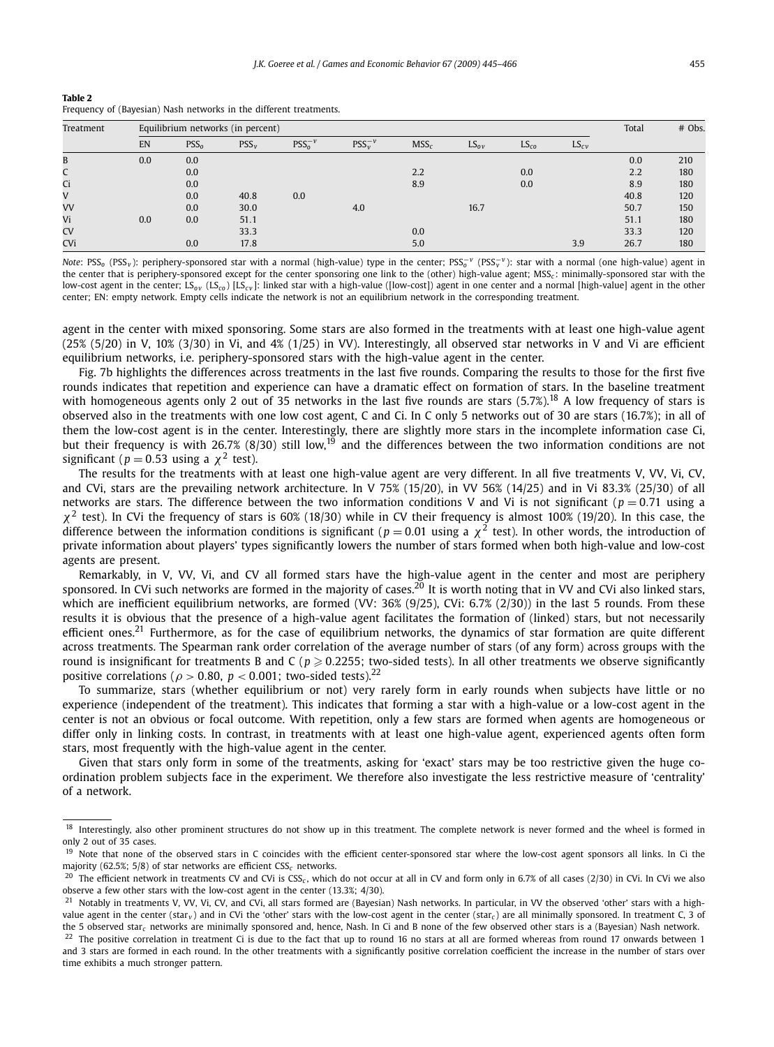**Table 2**
Frequency of (Bayesian) Nash networks in the different treatments.

| Treatment | Equilibrium networks (in percent) | | | | | | | | | Total | # Obs. |
|---|---|---|---|---|---|---|---|---|---|---|---|
| | EN | $PSS_o$ | $PSS_v$ | $PSS_o^{-v}$ | $PSS_v^{-v}$ | $MSS_c$ | $LS_{ov}$ | $LS_{co}$ | $LS_{cv}$ | | |
| B | 0.0 | 0.0 | | | | | | | | 0.0 | 210 |
| C | | 0.0 | | | | 2.2 | | 0.0 | | 2.2 | 180 |
| Ci | | 0.0 | | | | 8.9 | | 0.0 | | 8.9 | 180 |
| V | | 0.0 | 40.8 | 0.0 | | | | | | 40.8 | 120 |
| VV | | 0.0 | 30.0 | | 4.0 | | 16.7 | | | 50.7 | 150 |
| Vi | 0.0 | 0.0 | 51.1 | | | | | | | 51.1 | 180 |
| CV | | | 33.3 | | | 0.0 | | | | 33.3 | 120 |
| CVi | | 0.0 | 17.8 | | | 5.0 | | | 3.9 | 26.7 | 180 |

*Note*: $PSS_o$ ($PSS_v$): periphery-sponsored star with a normal (high-value) type in the center; $PSS_o^{-v}$ ($PSS_v^{-v}$): star with a normal (one high-value) agent in the center that is periphery-sponsored except for the center sponsoring one link to the (other) high-value agent; $MSS_c$: minimally-sponsored star with the low-cost agent in the center; $LS_{ov}$ ($LS_{co}$) [$LS_{cv}$]: linked star with a high-value ([low-cost]) agent in one center and a normal [high-value] agent in the other center; EN: empty network. Empty cells indicate the network is not an equilibrium network in the corresponding treatment.

agent in the center with mixed sponsoring. Some stars are also formed in the treatments with at least one high-value agent (25% (5/20) in V, 10% (3/30) in Vi, and 4% (1/25) in VV). Interestingly, all observed star networks in V and Vi are efficient equilibrium networks, i.e. periphery-sponsored stars with the high-value agent in the center.

Fig. 7b highlights the differences across treatments in the last five rounds. Comparing the results to those for the first five rounds indicates that repetition and experience can have a dramatic effect on formation of stars. In the baseline treatment with homogeneous agents only 2 out of 35 networks in the last five rounds are stars (5.7%).[18] A low frequency of stars is observed also in the treatments with one low cost agent, C and Ci. In C only 5 networks out of 30 are stars (16.7%); in all of them the low-cost agent is in the center. Interestingly, there are slightly more stars in the incomplete information case Ci, but their frequency is with 26.7% (8/30) still low,[19] and the differences between the two information conditions are not significant ($p = 0.53$ using a $\chi^2$ test).

The results for the treatments with at least one high-value agent are very different. In all five treatments V, VV, Vi, CV, and CVi, stars are the prevailing network architecture. In V 75% (15/20), in VV 56% (14/25) and in Vi 83.3% (25/30) of all networks are stars. The difference between the two information conditions V and Vi is not significant ($p = 0.71$ using a $\chi^2$ test). In CVi the frequency of stars is 60% (18/30) while in CV their frequency is almost 100% (19/20). In this case, the difference between the information conditions is significant ($p = 0.01$ using a $\chi^2$ test). In other words, the introduction of private information about players' types significantly lowers the number of stars formed when both high-value and low-cost agents are present.

Remarkably, in V, VV, Vi, and CV all formed stars have the high-value agent in the center and most are periphery sponsored. In CVi such networks are formed in the majority of cases.[20] It is worth noting that in VV and CVi also linked stars, which are inefficient equilibrium networks, are formed (VV: 36% (9/25), CVi: 6.7% (2/30)) in the last 5 rounds. From these results it is obvious that the presence of a high-value agent facilitates the formation of (linked) stars, but not necessarily efficient ones.[21] Furthermore, as for the case of equilibrium networks, the dynamics of star formation are quite different across treatments. The Spearman rank order correlation of the average number of stars (of any form) across groups with the round is insignificant for treatments B and C ($p \geqslant 0.2255$; two-sided tests). In all other treatments we observe significantly positive correlations ($\rho > 0.80$, $p < 0.001$; two-sided tests).[22]

To summarize, stars (whether equilibrium or not) very rarely form in early rounds when subjects have little or no experience (independent of the treatment). This indicates that forming a star with a high-value or a low-cost agent in the center is not an obvious or focal outcome. With repetition, only a few stars are formed when agents are homogeneous or differ only in linking costs. In contrast, in treatments with at least one high-value agent, experienced agents often form stars, most frequently with the high-value agent in the center.

Given that stars only form in some of the treatments, asking for 'exact' stars may be too restrictive given the huge coordination problem subjects face in the experiment. We therefore also investigate the less restrictive measure of 'centrality' of a network.

---

[18] Interestingly, also other prominent structures do not show up in this treatment. The complete network is never formed and the wheel is formed in only 2 out of 35 cases.

[19] Note that none of the observed stars in C coincides with the efficient center-sponsored star where the low-cost agent sponsors all links. In Ci the majority (62.5%; 5/8) of star networks are efficient $CSS_c$ networks.

[20] The efficient network in treatments CV and CVi is $CSS_c$, which do not occur at all in CV and form only in 6.7% of all cases (2/30) in CVi. In CVi we also observe a few other stars with the low-cost agent in the center (13.3%; 4/30).

[21] Notably in treatments V, VV, Vi, CV, and CVi, all stars formed are (Bayesian) Nash networks. In particular, in VV the observed 'other' stars with a high-value agent in the center ($star_v$) and in CVi the 'other' stars with the low-cost agent in the center ($star_c$) are all minimally sponsored. In treatment C, 3 of the 5 observed $star_c$ networks are minimally sponsored and, hence, Nash. In Ci and B none of the few observed other stars is a (Bayesian) Nash network.

[22] The positive correlation in treatment Ci is due to the fact that up to round 16 no stars at all are formed whereas from round 17 onwards between 1 and 3 stars are formed in each round. In the other treatments with a significantly positive correlation coefficient the increase in the number of stars over time exhibits a much stronger pattern.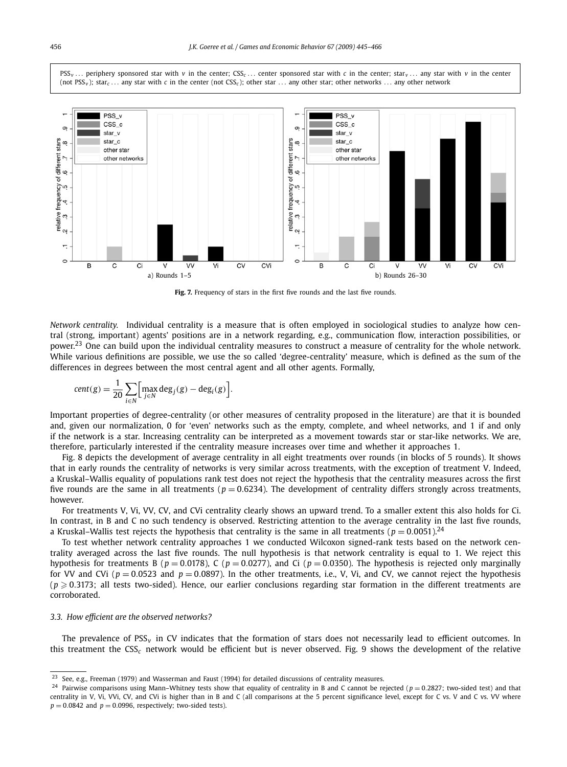PSS$_v$ ... periphery sponsored star with $v$ in the center; CSS$_c$ ... center sponsored star with $c$ in the center; star$_v$ ... any star with $v$ in the center (not PSS$_v$); star$_c$ ... any star with $c$ in the center (not CSS$_c$); other star ... any other star; other networks ... any other network

**Fig. 7.** Frequency of stars in the first five rounds and the last five rounds.

*Network centrality.* Individual centrality is a measure that is often employed in sociological studies to analyze how central (strong, important) agents' positions are in a network regarding, e.g., communication flow, interaction possibilities, or power.[23] One can build upon the individual centrality measures to construct a measure of centrality for the whole network. While various definitions are possible, we use the so called 'degree-centrality' measure, which is defined as the sum of the differences in degrees between the most central agent and all other agents. Formally,

$$cent(g) = \frac{1}{20} \sum_{i \in N} \Big[ \max_{j \in N} \deg_j(g) - \deg_i(g) \Big].$$

Important properties of degree-centrality (or other measures of centrality proposed in the literature) are that it is bounded and, given our normalization, 0 for 'even' networks such as the empty, complete, and wheel networks, and 1 if and only if the network is a star. Increasing centrality can be interpreted as a movement towards star or star-like networks. We are, therefore, particularly interested if the centrality measure increases over time and whether it approaches 1.

Fig. 8 depicts the development of average centrality in all eight treatments over rounds (in blocks of 5 rounds). It shows that in early rounds the centrality of networks is very similar across treatments, with the exception of treatment V. Indeed, a Kruskal–Wallis equality of populations rank test does not reject the hypothesis that the centrality measures across the first five rounds are the same in all treatments ($p = 0.6234$). The development of centrality differs strongly across treatments, however.

For treatments V, Vi, VV, CV, and CVi centrality clearly shows an upward trend. To a smaller extent this also holds for Ci. In contrast, in B and C no such tendency is observed. Restricting attention to the average centrality in the last five rounds, a Kruskal–Wallis test rejects the hypothesis that centrality is the same in all treatments ($p = 0.0051$).[24]

To test whether network centrality approaches 1 we conducted Wilcoxon signed-rank tests based on the network centrality averaged across the last five rounds. The null hypothesis is that network centrality is equal to 1. We reject this hypothesis for treatments B ($p = 0.0178$), C ($p = 0.0277$), and Ci ($p = 0.0350$). The hypothesis is rejected only marginally for VV and CVi ($p = 0.0523$ and $p = 0.0897$). In the other treatments, i.e., V, Vi, and CV, we cannot reject the hypothesis ($p \geqslant 0.3173$; all tests two-sided). Hence, our earlier conclusions regarding star formation in the different treatments are corroborated.

### 3.3. How efficient are the observed networks?

The prevalence of PSS$_v$ in CV indicates that the formation of stars does not necessarily lead to efficient outcomes. In this treatment the CSS$_c$ network would be efficient but is never observed. Fig. 9 shows the development of the relative

[23] See, e.g., Freeman (1979) and Wasserman and Faust (1994) for detailed discussions of centrality measures.

[24] Pairwise comparisons using Mann–Whitney tests show that equality of centrality in B and C cannot be rejected ($p = 0.2827$; two-sided test) and that centrality in V, Vi, VVi, CV, and CVi is higher than in B and C (all comparisons at the 5 percent significance level, except for C vs. V and C vs. VV where $p = 0.0842$ and $p = 0.0996$, respectively; two-sided tests).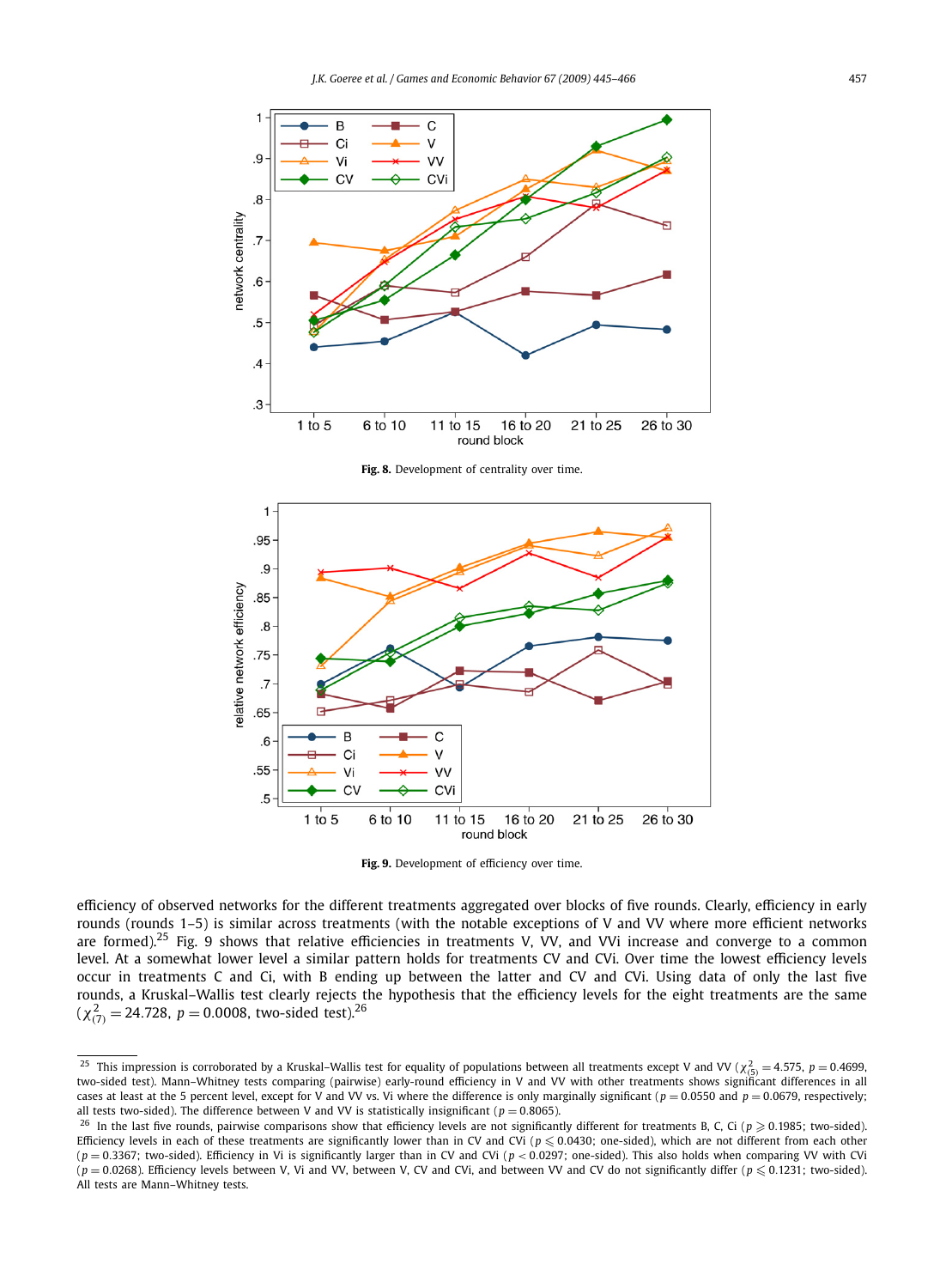Fig. 8. Development of centrality over time.

Fig. 9. Development of efficiency over time.

efficiency of observed networks for the different treatments aggregated over blocks of five rounds. Clearly, efficiency in early rounds (rounds 1–5) is similar across treatments (with the notable exceptions of V and VV where more efficient networks are formed).[25] Fig. 9 shows that relative efficiencies in treatments V, VV, and VVi increase and converge to a common level. At a somewhat lower level a similar pattern holds for treatments CV and CVi. Over time the lowest efficiency levels occur in treatments C and Ci, with B ending up between the latter and CV and CVi. Using data of only the last five rounds, a Kruskal–Wallis test clearly rejects the hypothesis that the efficiency levels for the eight treatments are the same ($\chi^2_{(7)} = 24.728$, $p = 0.0008$, two-sided test).[26]

---

[25] This impression is corroborated by a Kruskal–Wallis test for equality of populations between all treatments except V and VV ($\chi^2_{(5)} = 4.575$, $p = 0.4699$, two-sided test). Mann–Whitney tests comparing (pairwise) early-round efficiency in V and VV with other treatments shows significant differences in all cases at least at the 5 percent level, except for V and VV vs. Vi where the difference is only marginally significant ($p = 0.0550$ and $p = 0.0679$, respectively; all tests two-sided). The difference between V and VV is statistically insignificant ($p = 0.8065$).

[26] In the last five rounds, pairwise comparisons show that efficiency levels are not significantly different for treatments B, C, Ci ($p \geqslant 0.1985$; two-sided). Efficiency levels in each of these treatments are significantly lower than in CV and CVi ($p \leqslant 0.0430$; one-sided), which are not different from each other ($p = 0.3367$; two-sided). Efficiency in Vi is significantly larger than in CV and CVi ($p < 0.0297$; one-sided). This also holds when comparing VV with CVi ($p = 0.0268$). Efficiency levels between V, Vi and VV, between V, CV and CVi, and between VV and CV do not significantly differ ($p \leqslant 0.1231$; two-sided). All tests are Mann–Whitney tests.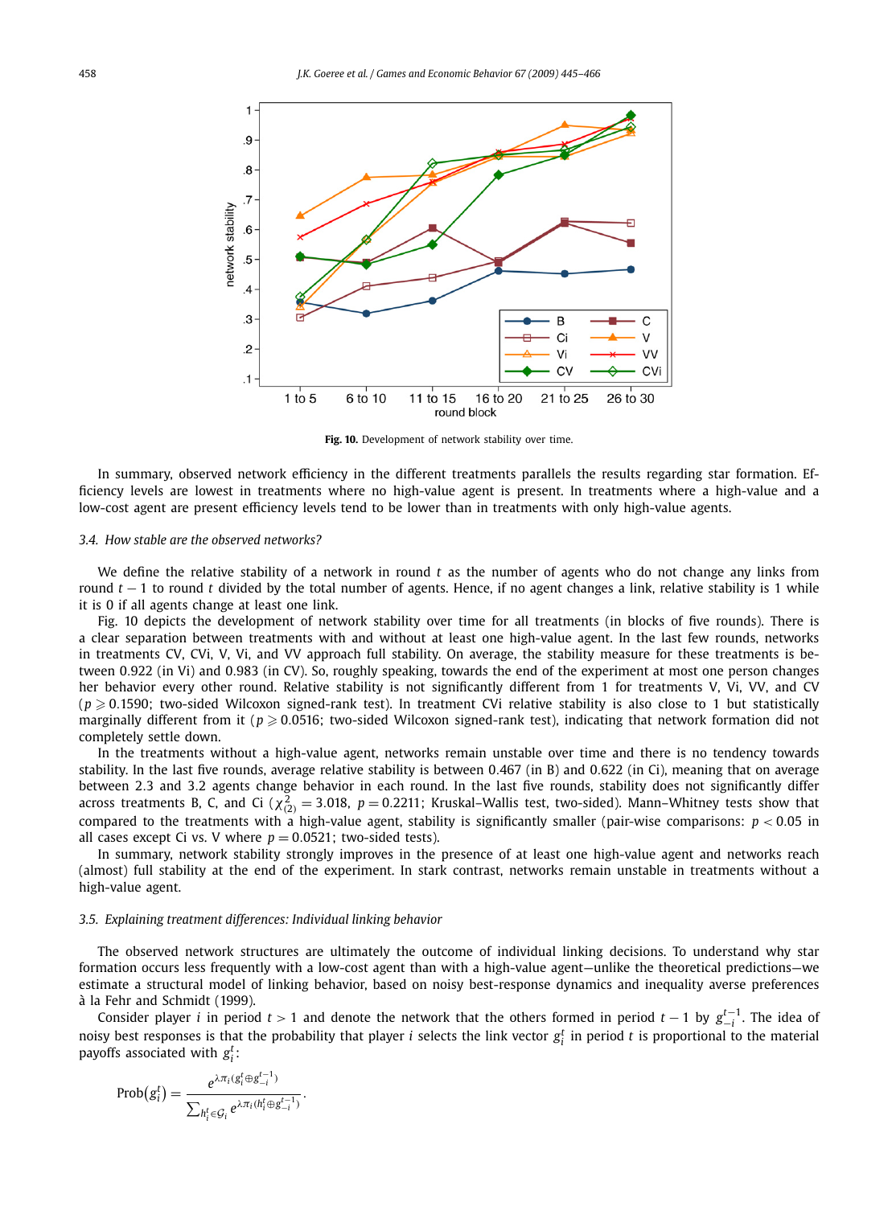Fig. 10. Development of network stability over time.

In summary, observed network efficiency in the different treatments parallels the results regarding star formation. Efficiency levels are lowest in treatments where no high-value agent is present. In treatments where a high-value and a low-cost agent are present efficiency levels tend to be lower than in treatments with only high-value agents.

### 3.4. How stable are the observed networks?

We define the relative stability of a network in round $t$ as the number of agents who do not change any links from round $t-1$ to round $t$ divided by the total number of agents. Hence, if no agent changes a link, relative stability is 1 while it is 0 if all agents change at least one link.

Fig. 10 depicts the development of network stability over time for all treatments (in blocks of five rounds). There is a clear separation between treatments with and without at least one high-value agent. In the last few rounds, networks in treatments CV, CVi, V, Vi, and VV approach full stability. On average, the stability measure for these treatments is between 0.922 (in Vi) and 0.983 (in CV). So, roughly speaking, towards the end of the experiment at most one person changes her behavior every other round. Relative stability is not significantly different from 1 for treatments V, Vi, VV, and CV ($p \geqslant 0.1590$; two-sided Wilcoxon signed-rank test). In treatment CVi relative stability is also close to 1 but statistically marginally different from it ($p \geqslant 0.0516$; two-sided Wilcoxon signed-rank test), indicating that network formation did not completely settle down.

In the treatments without a high-value agent, networks remain unstable over time and there is no tendency towards stability. In the last five rounds, average relative stability is between 0.467 (in B) and 0.622 (in Ci), meaning that on average between 2.3 and 3.2 agents change behavior in each round. In the last five rounds, stability does not significantly differ across treatments B, C, and Ci ($\chi^2_{(2)} = 3.018$, $p = 0.2211$; Kruskal–Wallis test, two-sided). Mann–Whitney tests show that compared to the treatments with a high-value agent, stability is significantly smaller (pair-wise comparisons: $p < 0.05$ in all cases except Ci vs. V where $p = 0.0521$; two-sided tests).

In summary, network stability strongly improves in the presence of at least one high-value agent and networks reach (almost) full stability at the end of the experiment. In stark contrast, networks remain unstable in treatments without a high-value agent.

### 3.5. Explaining treatment differences: Individual linking behavior

The observed network structures are ultimately the outcome of individual linking decisions. To understand why star formation occurs less frequently with a low-cost agent than with a high-value agent—unlike the theoretical predictions—we estimate a structural model of linking behavior, based on noisy best-response dynamics and inequality averse preferences à la Fehr and Schmidt (1999).

Consider player $i$ in period $t > 1$ and denote the network that the others formed in period $t-1$ by $g_{-i}^{t-1}$. The idea of noisy best responses is that the probability that player $i$ selects the link vector $g_i^t$ in period $t$ is proportional to the material payoffs associated with $g_i^t$:

$$\text{Prob}(g_i^t) = \frac{e^{\lambda \pi_i (g_i^t \oplus g_{-i}^{t-1})}}{\sum_{h_i^t \in \mathcal{G}_i} e^{\lambda \pi_i (h_i^t \oplus g_{-i}^{t-1})}}.$$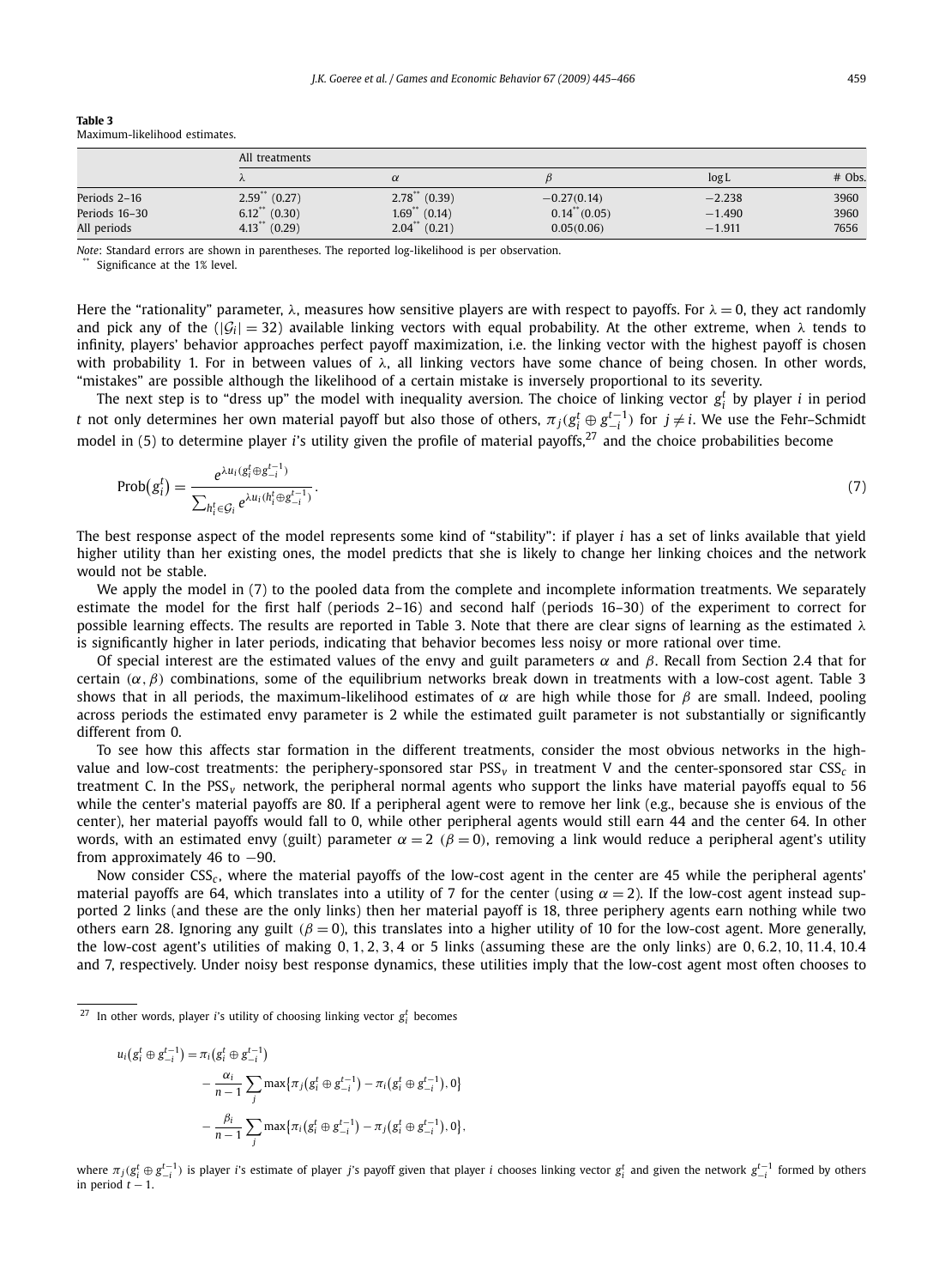**Table 3**
Maximum-likelihood estimates.

| | All treatments | | | | |
|---|---|---|---|---|---|
| | $\lambda$ | $\alpha$ | $\beta$ | $\log L$ | # Obs. |
| Periods 2–16 | $2.59^{**}$ (0.27) | $2.78^{**}$ (0.39) | −0.27(0.14) | −2.238 | 3960 |
| Periods 16–30 | $6.12^{**}$ (0.30) | $1.69^{**}$ (0.14) | $0.14^{**}$(0.05) | −1.490 | 3960 |
| All periods | $4.13^{**}$ (0.29) | $2.04^{**}$ (0.21) | 0.05(0.06) | −1.911 | 7656 |

*Note*: Standard errors are shown in parentheses. The reported log-likelihood is per observation.
** Significance at the 1% level.

Here the "rationality" parameter, $\lambda$, measures how sensitive players are with respect to payoffs. For $\lambda = 0$, they act randomly and pick any of the ($|\mathcal{G}_i| = 32$) available linking vectors with equal probability. At the other extreme, when $\lambda$ tends to infinity, players' behavior approaches perfect payoff maximization, i.e. the linking vector with the highest payoff is chosen with probability 1. For in between values of $\lambda$, all linking vectors have some chance of being chosen. In other words, "mistakes" are possible although the likelihood of a certain mistake is inversely proportional to its severity.

The next step is to "dress up" the model with inequality aversion. The choice of linking vector $g_i^t$ by player $i$ in period $t$ not only determines her own material payoff but also those of others, $\pi_j(g_i^t \oplus g_{-i}^{t-1})$ for $j \neq i$. We use the Fehr–Schmidt model in (5) to determine player $i$'s utility given the profile of material payoffs,[27] and the choice probabilities become

$$\text{Prob}(g_i^t) = \frac{e^{\lambda u_i(g_i^t \oplus g_{-i}^{t-1})}}{\sum_{h_i^t \in \mathcal{G}_i} e^{\lambda u_i(h_i^t \oplus g_{-i}^{t-1})}}. \tag{7}$$

The best response aspect of the model represents some kind of "stability": if player $i$ has a set of links available that yield higher utility than her existing ones, the model predicts that she is likely to change her linking choices and the network would not be stable.

We apply the model in (7) to the pooled data from the complete and incomplete information treatments. We separately estimate the model for the first half (periods 2–16) and second half (periods 16–30) of the experiment to correct for possible learning effects. The results are reported in Table 3. Note that there are clear signs of learning as the estimated $\lambda$ is significantly higher in later periods, indicating that behavior becomes less noisy or more rational over time.

Of special interest are the estimated values of the envy and guilt parameters $\alpha$ and $\beta$. Recall from Section 2.4 that for certain $(\alpha, \beta)$ combinations, some of the equilibrium networks break down in treatments with a low-cost agent. Table 3 shows that in all periods, the maximum-likelihood estimates of $\alpha$ are high while those for $\beta$ are small. Indeed, pooling across periods the estimated envy parameter is 2 while the estimated guilt parameter is not substantially or significantly different from 0.

To see how this affects star formation in the different treatments, consider the most obvious networks in the high-value and low-cost treatments: the periphery-sponsored star $\text{PSS}_v$ in treatment V and the center-sponsored star $\text{CSS}_c$ in treatment C. In the $\text{PSS}_v$ network, the peripheral normal agents who support the links have material payoffs equal to 56 while the center's material payoffs are 80. If a peripheral agent were to remove her link (e.g., because she is envious of the center), her material payoffs would fall to 0, while other peripheral agents would still earn 44 and the center 64. In other words, with an estimated envy (guilt) parameter $\alpha = 2$ ($\beta = 0$), removing a link would reduce a peripheral agent's utility from approximately 46 to −90.

Now consider $\text{CSS}_c$, where the material payoffs of the low-cost agent in the center are 45 while the peripheral agents' material payoffs are 64, which translates into a utility of 7 for the center (using $\alpha = 2$). If the low-cost agent instead supported 2 links (and these are the only links) then her material payoff is 18, three periphery agents earn nothing while two others earn 28. Ignoring any guilt ($\beta = 0$), this translates into a higher utility of 10 for the low-cost agent. More generally, the low-cost agent's utilities of making 0, 1, 2, 3, 4 or 5 links (assuming these are the only links) are 0, 6.2, 10, 11.4, 10.4 and 7, respectively. Under noisy best response dynamics, these utilities imply that the low-cost agent most often chooses to

---

[27] In other words, player $i$'s utility of choosing linking vector $g_i^t$ becomes

$$\begin{aligned} u_i(g_i^t \oplus g_{-i}^{t-1}) &= \pi_i(g_i^t \oplus g_{-i}^{t-1}) \\ &\quad - \frac{\alpha_i}{n-1} \sum_j \max\{\pi_j(g_i^t \oplus g_{-i}^{t-1}) - \pi_i(g_i^t \oplus g_{-i}^{t-1}), 0\} \\ &\quad - \frac{\beta_i}{n-1} \sum_j \max\{\pi_i(g_i^t \oplus g_{-i}^{t-1}) - \pi_j(g_i^t \oplus g_{-i}^{t-1}), 0\}, \end{aligned}$$

where $\pi_j(g_i^t \oplus g_{-i}^{t-1})$ is player $i$'s estimate of player $j$'s payoff given that player $i$ chooses linking vector $g_i^t$ and given the network $g_{-i}^{t-1}$ formed by others in period $t-1$.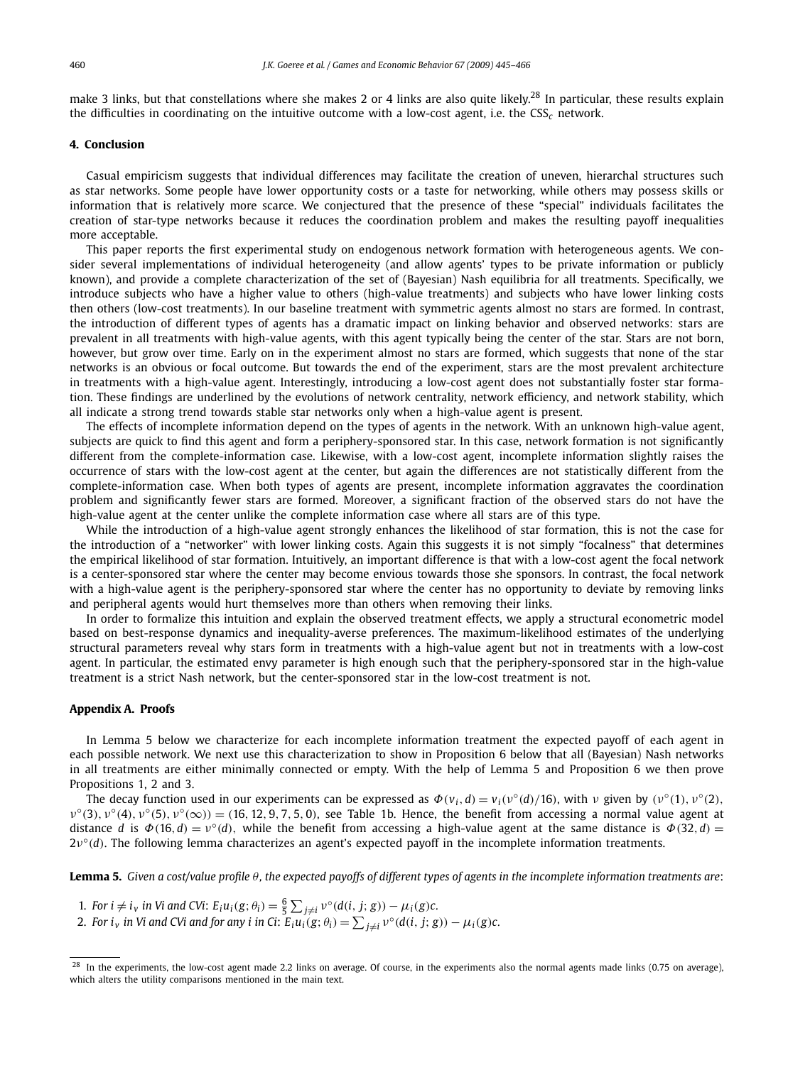make 3 links, but that constellations where she makes 2 or 4 links are also quite likely.[28] In particular, these results explain the difficulties in coordinating on the intuitive outcome with a low-cost agent, i.e. the $\text{CSS}_c$ network.

## 4. Conclusion

Casual empiricism suggests that individual differences may facilitate the creation of uneven, hierarchal structures such as star networks. Some people have lower opportunity costs or a taste for networking, while others may possess skills or information that is relatively more scarce. We conjectured that the presence of these "special" individuals facilitates the creation of star-type networks because it reduces the coordination problem and makes the resulting payoff inequalities more acceptable.

This paper reports the first experimental study on endogenous network formation with heterogeneous agents. We consider several implementations of individual heterogeneity (and allow agents' types to be private information or publicly known), and provide a complete characterization of the set of (Bayesian) Nash equilibria for all treatments. Specifically, we introduce subjects who have a higher value to others (high-value treatments) and subjects who have lower linking costs then others (low-cost treatments). In our baseline treatment with symmetric agents almost no stars are formed. In contrast, the introduction of different types of agents has a dramatic impact on linking behavior and observed networks: stars are prevalent in all treatments with high-value agents, with this agent typically being the center of the star. Stars are not born, however, but grow over time. Early on in the experiment almost no stars are formed, which suggests that none of the star networks is an obvious or focal outcome. But towards the end of the experiment, stars are the most prevalent architecture in treatments with a high-value agent. Interestingly, introducing a low-cost agent does not substantially foster star formation. These findings are underlined by the evolutions of network centrality, network efficiency, and network stability, which all indicate a strong trend towards stable star networks only when a high-value agent is present.

The effects of incomplete information depend on the types of agents in the network. With an unknown high-value agent, subjects are quick to find this agent and form a periphery-sponsored star. In this case, network formation is not significantly different from the complete-information case. Likewise, with a low-cost agent, incomplete information slightly raises the occurrence of stars with the low-cost agent at the center, but again the differences are not statistically different from the complete-information case. When both types of agents are present, incomplete information aggravates the coordination problem and significantly fewer stars are formed. Moreover, a significant fraction of the observed stars do not have the high-value agent at the center unlike the complete information case where all stars are of this type.

While the introduction of a high-value agent strongly enhances the likelihood of star formation, this is not the case for the introduction of a "networker" with lower linking costs. Again this suggests it is not simply "focalness" that determines the empirical likelihood of star formation. Intuitively, an important difference is that with a low-cost agent the focal network is a center-sponsored star where the center may become envious towards those she sponsors. In contrast, the focal network with a high-value agent is the periphery-sponsored star where the center has no opportunity to deviate by removing links and peripheral agents would hurt themselves more than others when removing their links.

In order to formalize this intuition and explain the observed treatment effects, we apply a structural econometric model based on best-response dynamics and inequality-averse preferences. The maximum-likelihood estimates of the underlying structural parameters reveal why stars form in treatments with a high-value agent but not in treatments with a low-cost agent. In particular, the estimated envy parameter is high enough such that the periphery-sponsored star in the high-value treatment is a strict Nash network, but the center-sponsored star in the low-cost treatment is not.

## Appendix A. Proofs

In Lemma 5 below we characterize for each incomplete information treatment the expected payoff of each agent in each possible network. We next use this characterization to show in Proposition 6 below that all (Bayesian) Nash networks in all treatments are either minimally connected or empty. With the help of Lemma 5 and Proposition 6 we then prove Propositions 1, 2 and 3.

The decay function used in our experiments can be expressed as $\Phi(v_i, d) = v_i(\nu^\circ(d)/16)$, with $\nu$ given by $(\nu^\circ(1), \nu^\circ(2), \nu^\circ(3), \nu^\circ(4), \nu^\circ(5), \nu^\circ(\infty)) = (16, 12, 9, 7, 5, 0)$, see Table 1b. Hence, the benefit from accessing a normal value agent at distance $d$ is $\Phi(16, d) = \nu^\circ(d)$, while the benefit from accessing a high-value agent at the same distance is $\Phi(32, d) = 2\nu^\circ(d)$. The following lemma characterizes an agent's expected payoff in the incomplete information treatments.

**Lemma 5.** *Given a cost/value profile $\theta$, the expected payoffs of different types of agents in the incomplete information treatments are*:

1. *For $i \neq i_v$ in Vi and CVi*: $E_i u_i(g; \theta_i) = \frac{6}{5} \sum_{j \neq i} \nu^\circ(d(i, j; g)) - \mu_i(g)c$.
2. *For $i_v$ in Vi and CVi and for any $i$ in Ci*: $E_i u_i(g; \theta_i) = \sum_{j \neq i} \nu^\circ(d(i, j; g)) - \mu_i(g)c$.

---

[28] In the experiments, the low-cost agent made 2.2 links on average. Of course, in the experiments also the normal agents made links (0.75 on average), which alters the utility comparisons mentioned in the main text.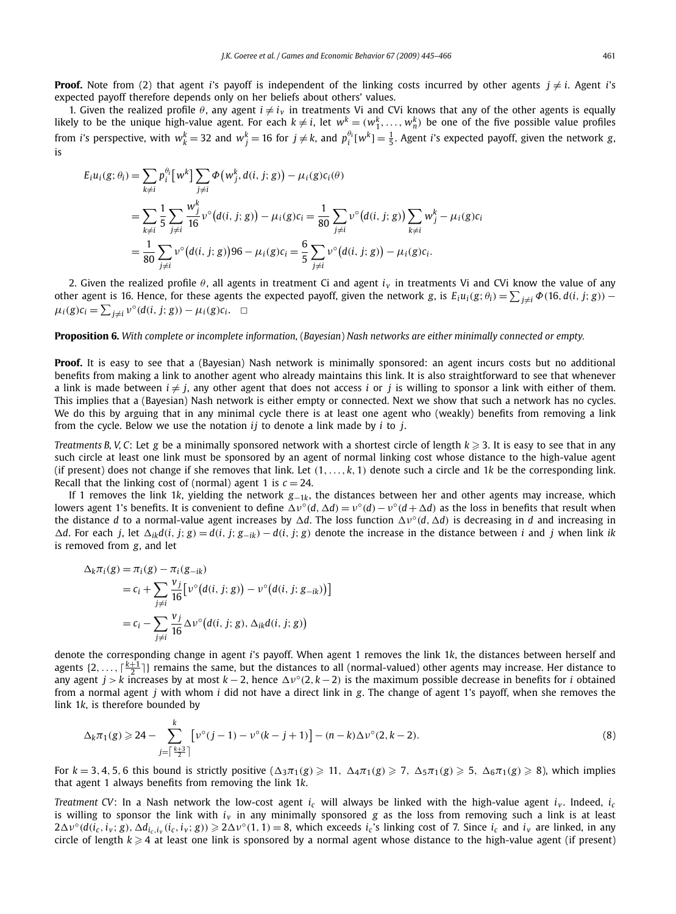**Proof.** Note from (2) that agent $i$'s payoff is independent of the linking costs incurred by other agents $j \neq i$. Agent $i$'s expected payoff therefore depends only on her beliefs about others' values.

1. Given the realized profile $\theta$, any agent $i \neq i_v$ in treatments Vi and CVi knows that any of the other agents is equally likely to be the unique high-value agent. For each $k \neq i$, let $w^k = (w_1^k, \ldots, w_n^k)$ be one of the five possible value profiles from $i$'s perspective, with $w_k^k = 32$ and $w_j^k = 16$ for $j \neq k$, and $p_i^{\theta_i}[w^k] = \frac{1}{5}$. Agent $i$'s expected payoff, given the network $g$, is

$$
\begin{aligned}
E_i u_i(g; \theta_i) &= \sum_{k \neq i} p_i^{\theta_i}\left[w^k\right] \sum_{j \neq i} \Phi\left(w_j^k, d(i, j; g)\right) - \mu_i(g) c_i(\theta) \\
&= \sum_{k \neq i} \frac{1}{5} \sum_{j \neq i} \frac{w_j^k}{16} \nu^\circ\left(d(i, j; g)\right) - \mu_i(g) c_i = \frac{1}{80} \sum_{j \neq i} \nu^\circ\left(d(i, j; g)\right) \sum_{k \neq i} w_j^k - \mu_i(g) c_i \\
&= \frac{1}{80} \sum_{j \neq i} \nu^\circ\left(d(i, j; g)\right) 96 - \mu_i(g) c_i = \frac{6}{5} \sum_{j \neq i} \nu^\circ\left(d(i, j; g)\right) - \mu_i(g) c_i.
\end{aligned}
$$

2. Given the realized profile $\theta$, all agents in treatment Ci and agent $i_v$ in treatments Vi and CVi know the value of any other agent is 16. Hence, for these agents the expected payoff, given the network $g$, is $E_i u_i(g; \theta_i) = \sum_{j \neq i} \Phi(16, d(i, j; g)) - \mu_i(g) c_i = \sum_{j \neq i} \nu^\circ(d(i, j; g)) - \mu_i(g) c_i$. $\square$

**Proposition 6.** *With complete or incomplete information, (Bayesian) Nash networks are either minimally connected or empty.*

**Proof.** It is easy to see that a (Bayesian) Nash network is minimally sponsored: an agent incurs costs but no additional benefits from making a link to another agent who already maintains this link. It is also straightforward to see that whenever a link is made between $i \neq j$, any other agent that does not access $i$ or $j$ is willing to sponsor a link with either of them. This implies that a (Bayesian) Nash network is either empty or connected. Next we show that such a network has no cycles. We do this by arguing that in any minimal cycle there is at least one agent who (weakly) benefits from removing a link from the cycle. Below we use the notation $ij$ to denote a link made by $i$ to $j$.

*Treatments B, V, C*: Let $g$ be a minimally sponsored network with a shortest circle of length $k \geqslant 3$. It is easy to see that in any such circle at least one link must be sponsored by an agent of normal linking cost whose distance to the high-value agent (if present) does not change if she removes that link. Let $(1, \ldots, k, 1)$ denote such a circle and $1k$ be the corresponding link. Recall that the linking cost of (normal) agent 1 is $c = 24$.

If 1 removes the link $1k$, yielding the network $g_{-1k}$, the distances between her and other agents may increase, which lowers agent 1's benefits. It is convenient to define $\Delta\nu^\circ(d, \Delta d) = \nu^\circ(d) - \nu^\circ(d + \Delta d)$ as the loss in benefits that result when the distance $d$ to a normal-value agent increases by $\Delta d$. The loss function $\Delta\nu^\circ(d, \Delta d)$ is decreasing in $d$ and increasing in $\Delta d$. For each $j$, let $\Delta_{ik} d(i, j; g) = d(i, j; g_{-ik}) - d(i, j; g)$ denote the increase in the distance between $i$ and $j$ when link $ik$ is removed from $g$, and let

$$
\begin{aligned}
\Delta_k \pi_i(g) &= \pi_i(g) - \pi_i(g_{-ik}) \\
&= c_i + \sum_{j \neq i} \frac{v_j}{16}\left[\nu^\circ\left(d(i, j; g)\right) - \nu^\circ\left(d(i, j; g_{-ik})\right)\right] \\
&= c_i - \sum_{j \neq i} \frac{v_j}{16} \Delta\nu^\circ\left(d(i, j; g), \Delta_{ik} d(i, j; g)\right)
\end{aligned}
$$

denote the corresponding change in agent $i$'s payoff. When agent 1 removes the link $1k$, the distances between herself and agents $\{2, \ldots, \lceil \frac{k+1}{2} \rceil\}$ remains the same, but the distances to all (normal-valued) other agents may increase. Her distance to any agent $j > k$ increases by at most $k - 2$, hence $\Delta\nu^\circ(2, k-2)$ is the maximum possible decrease in benefits for $i$ obtained from a normal agent $j$ with whom $i$ did not have a direct link in $g$. The change of agent 1's payoff, when she removes the link $1k$, is therefore bounded by

$$
\Delta_k \pi_1(g) \geqslant 24 - \sum_{j = \lceil \frac{k+3}{2} \rceil}^{k} \left[\nu^\circ(j-1) - \nu^\circ(k-j+1)\right] - (n-k)\Delta\nu^\circ(2, k-2). \tag{8}
$$

For $k = 3, 4, 5, 6$ this bound is strictly positive ($\Delta_3 \pi_1(g) \geqslant 11$, $\Delta_4 \pi_1(g) \geqslant 7$, $\Delta_5 \pi_1(g) \geqslant 5$, $\Delta_6 \pi_1(g) \geqslant 8$), which implies that agent 1 always benefits from removing the link $1k$.

*Treatment CV*: In a Nash network the low-cost agent $i_c$ will always be linked with the high-value agent $i_v$. Indeed, $i_c$ is willing to sponsor the link with $i_v$ in any minimally sponsored $g$ as the loss from removing such a link is at least $2\Delta\nu^\circ(d(i_c, i_v; g), \Delta d_{i_c, i_v}(i_c, i_v; g)) \geqslant 2\Delta\nu^\circ(1, 1) = 8$, which exceeds $i_c$'s linking cost of 7. Since $i_c$ and $i_v$ are linked, in any circle of length $k \geqslant 4$ at least one link is sponsored by a normal agent whose distance to the high-value agent (if present)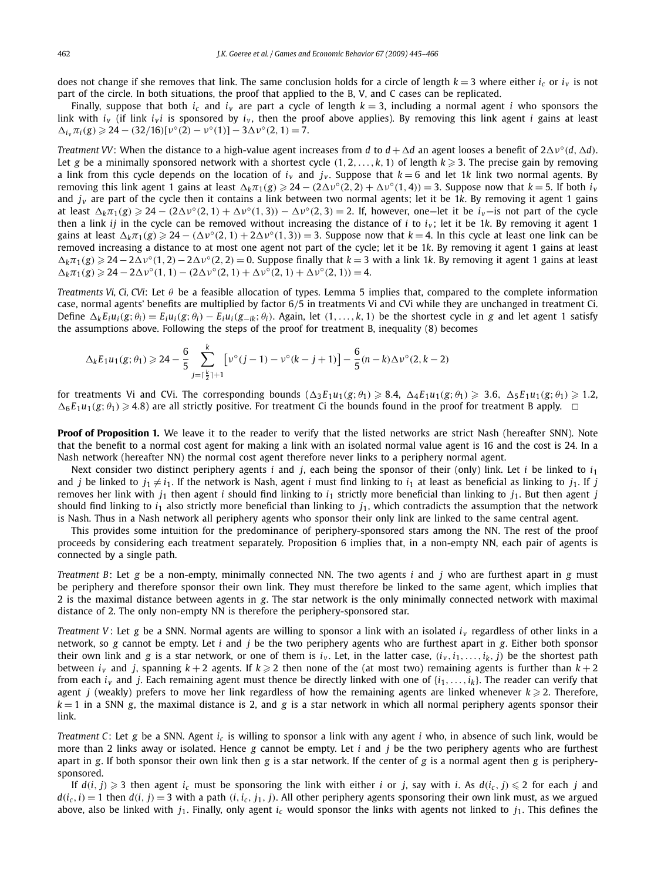does not change if she removes that link. The same conclusion holds for a circle of length $k = 3$ where either $i_c$ or $i_v$ is not part of the circle. In both situations, the proof that applied to the B, V, and C cases can be replicated.

Finally, suppose that both $i_c$ and $i_v$ are part a cycle of length $k = 3$, including a normal agent $i$ who sponsors the link with $i_v$ (if link $i_v i$ is sponsored by $i_v$, then the proof above applies). By removing this link agent $i$ gains at least $\Delta_{i_v}\pi_i(g) \geqslant 24 - (32/16)[\nu^\circ(2) - \nu^\circ(1)] - 3\Delta\nu^\circ(2, 1) = 7$.

*Treatment VV*: When the distance to a high-value agent increases from $d$ to $d + \Delta d$ an agent looses a benefit of $2\Delta\nu^\circ(d, \Delta d)$. Let $g$ be a minimally sponsored network with a shortest cycle $(1, 2, \ldots, k, 1)$ of length $k \geqslant 3$. The precise gain by removing a link from this cycle depends on the location of $i_v$ and $j_v$. Suppose that $k = 6$ and let $1k$ link two normal agents. By removing this link agent 1 gains at least $\Delta_k\pi_1(g) \geqslant 24 - (2\Delta\nu^\circ(2, 2) + \Delta\nu^\circ(1, 4)) = 3$. Suppose now that $k = 5$. If both $i_v$ and $j_v$ are part of the cycle then it contains a link between two normal agents; let it be $1k$. By removing it agent 1 gains at least $\Delta_k\pi_1(g) \geqslant 24 - (2\Delta\nu^\circ(2, 1) + \Delta\nu^\circ(1, 3)) - \Delta\nu^\circ(2, 3) = 2$. If, however, one—let it be $i_v$—is not part of the cycle then a link $ij$ in the cycle can be removed without increasing the distance of $i$ to $i_v$; let it be $1k$. By removing it agent 1 gains at least $\Delta_k\pi_1(g) \geqslant 24 - (\Delta\nu^\circ(2, 1) + 2\Delta\nu^\circ(1, 3)) = 3$. Suppose now that $k = 4$. In this cycle at least one link can be removed increasing a distance to at most one agent not part of the cycle; let it be $1k$. By removing it agent 1 gains at least $\Delta_k\pi_1(g) \geqslant 24 - 2\Delta\nu^\circ(1, 2) - 2\Delta\nu^\circ(2, 2) = 0$. Suppose finally that $k = 3$ with a link $1k$. By removing it agent 1 gains at least $\Delta_k\pi_1(g) \geqslant 24 - 2\Delta\nu^\circ(1, 1) - (2\Delta\nu^\circ(2, 1) + \Delta\nu^\circ(2, 1) + \Delta\nu^\circ(2, 1)) = 4$.

*Treatments Vi, Ci, CVi*: Let $\theta$ be a feasible allocation of types. Lemma 5 implies that, compared to the complete information case, normal agents' benefits are multiplied by factor 6/5 in treatments Vi and CVi while they are unchanged in treatment Ci. Define $\Delta_k E_i u_i(g; \theta_i) = E_i u_i(g; \theta_i) - E_i u_i(g_{-ik}; \theta_i)$. Again, let $(1, \ldots, k, 1)$ be the shortest cycle in $g$ and let agent 1 satisfy the assumptions above. Following the steps of the proof for treatment B, inequality (8) becomes

$$\Delta_k E_1 u_1(g; \theta_1) \geqslant 24 - \frac{6}{5} \sum_{j=\lceil \frac{k}{2} \rceil + 1}^{k} \left[\nu^\circ(j-1) - \nu^\circ(k-j+1)\right] - \frac{6}{5}(n-k)\Delta\nu^\circ(2, k-2)$$

for treatments Vi and CVi. The corresponding bounds ($\Delta_3 E_1 u_1(g; \theta_1) \geqslant 8.4$, $\Delta_4 E_1 u_1(g; \theta_1) \geqslant 3.6$, $\Delta_5 E_1 u_1(g; \theta_1) \geqslant 1.2$, $\Delta_6 E_1 u_1(g; \theta_1) \geqslant 4.8$) are all strictly positive. For treatment Ci the bounds found in the proof for treatment B apply. $\square$

**Proof of Proposition 1.** We leave it to the reader to verify that the listed networks are strict Nash (hereafter SNN). Note that the benefit to a normal cost agent for making a link with an isolated normal value agent is 16 and the cost is 24. In a Nash network (hereafter NN) the normal cost agent therefore never links to a periphery normal agent.

Next consider two distinct periphery agents $i$ and $j$, each being the sponsor of their (only) link. Let $i$ be linked to $i_1$ and $j$ be linked to $j_1 \neq i_1$. If the network is Nash, agent $i$ must find linking to $i_1$ at least as beneficial as linking to $j_1$. If $j$ removes her link with $j_1$ then agent $i$ should find linking to $i_1$ strictly more beneficial than linking to $j_1$. But then agent $j$ should find linking to $i_1$ also strictly more beneficial than linking to $j_1$, which contradicts the assumption that the network is Nash. Thus in a Nash network all periphery agents who sponsor their only link are linked to the same central agent.

This provides some intuition for the predominance of periphery-sponsored stars among the NN. The rest of the proof proceeds by considering each treatment separately. Proposition 6 implies that, in a non-empty NN, each pair of agents is connected by a single path.

*Treatment B*: Let $g$ be a non-empty, minimally connected NN. The two agents $i$ and $j$ who are furthest apart in $g$ must be periphery and therefore sponsor their own link. They must therefore be linked to the same agent, which implies that 2 is the maximal distance between agents in $g$. The star network is the only minimally connected network with maximal distance of 2. The only non-empty NN is therefore the periphery-sponsored star.

*Treatment V*: Let $g$ be a SNN. Normal agents are willing to sponsor a link with an isolated $i_v$ regardless of other links in a network, so $g$ cannot be empty. Let $i$ and $j$ be the two periphery agents who are furthest apart in $g$. Either both sponsor their own link and $g$ is a star network, or one of them is $i_v$. Let, in the latter case, $(i_v, i_1, \ldots, i_k, j)$ be the shortest path between $i_v$ and $j$, spanning $k + 2$ agents. If $k \geqslant 2$ then none of the (at most two) remaining agents is further than $k + 2$ from each $i_v$ and $j$. Each remaining agent must thence be directly linked with one of $\{i_1, \ldots, i_k\}$. The reader can verify that agent $j$ (weakly) prefers to move her link regardless of how the remaining agents are linked whenever $k \geqslant 2$. Therefore, $k = 1$ in a SNN $g$, the maximal distance is 2, and $g$ is a star network in which all normal periphery agents sponsor their link.

*Treatment C*: Let $g$ be a SNN. Agent $i_c$ is willing to sponsor a link with any agent $i$ who, in absence of such link, would be more than 2 links away or isolated. Hence $g$ cannot be empty. Let $i$ and $j$ be the two periphery agents who are furthest apart in $g$. If both sponsor their own link then $g$ is a star network. If the center of $g$ is a normal agent then $g$ is periphery-sponsored.

If $d(i, j) \geqslant 3$ then agent $i_c$ must be sponsoring the link with either $i$ or $j$, say with $i$. As $d(i_c, j) \leqslant 2$ for each $j$ and $d(i_c, i) = 1$ then $d(i, j) = 3$ with a path $(i, i_c, j_1, j)$. All other periphery agents sponsoring their own link must, as we argued above, also be linked with $j_1$. Finally, only agent $i_c$ would sponsor the links with agents not linked to $j_1$. This defines the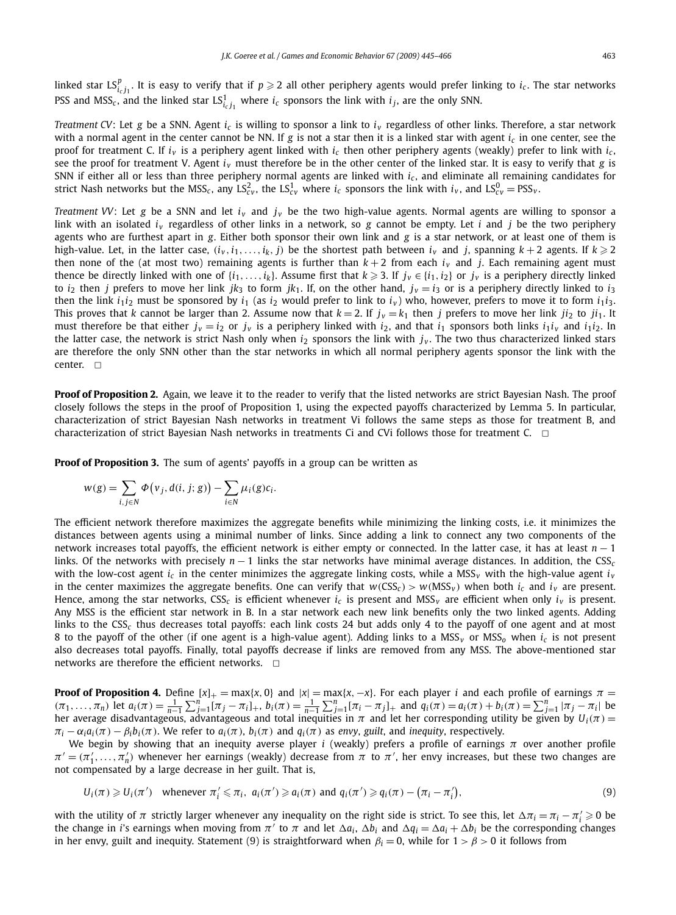linked star $\text{LS}^p_{i_c j_1}$. It is easy to verify that if $p \geqslant 2$ all other periphery agents would prefer linking to $i_c$. The star networks PSS and $\text{MSS}_c$, and the linked star $\text{LS}^1_{i_c j_1}$ where $i_c$ sponsors the link with $i_j$, are the only SNN.

*Treatment CV*: Let $g$ be a SNN. Agent $i_c$ is willing to sponsor a link to $i_v$ regardless of other links. Therefore, a star network with a normal agent in the center cannot be NN. If $g$ is not a star then it is a linked star with agent $i_c$ in one center, see the proof for treatment C. If $i_v$ is a periphery agent linked with $i_c$ then other periphery agents (weakly) prefer to link with $i_c$, see the proof for treatment V. Agent $i_v$ must therefore be in the other center of the linked star. It is easy to verify that $g$ is SNN if either all or less than three periphery normal agents are linked with $i_c$, and eliminate all remaining candidates for strict Nash networks but the $\text{MSS}_c$, any $\text{LS}^2_{cv}$, the $\text{LS}^1_{cv}$ where $i_c$ sponsors the link with $i_v$, and $\text{LS}^0_{cv} = \text{PSS}_v$.

*Treatment VV*: Let $g$ be a SNN and let $i_v$ and $j_v$ be the two high-value agents. Normal agents are willing to sponsor a link with an isolated $i_v$ regardless of other links in a network, so $g$ cannot be empty. Let $i$ and $j$ be the two periphery agents who are furthest apart in $g$. Either both sponsor their own link and $g$ is a star network, or at least one of them is high-value. Let, in the latter case, $(i_v, i_1, \ldots, i_k, j)$ be the shortest path between $i_v$ and $j$, spanning $k+2$ agents. If $k \geqslant 2$ then none of the (at most two) remaining agents is further than $k+2$ from each $i_v$ and $j$. Each remaining agent must thence be directly linked with one of $\{i_1, \ldots, i_k\}$. Assume first that $k \geqslant 3$. If $j_v \in \{i_1, i_2\}$ or $j_v$ is a periphery directly linked to $i_2$ then $j$ prefers to move her link $jk_3$ to form $jk_1$. If, on the other hand, $j_v = i_3$ or is a periphery directly linked to $i_3$ then the link $i_1 i_2$ must be sponsored by $i_1$ (as $i_2$ would prefer to link to $i_v$) who, however, prefers to move it to form $i_1 i_3$. This proves that $k$ cannot be larger than 2. Assume now that $k = 2$. If $j_v = k_1$ then $j$ prefers to move her link $ji_2$ to $ji_1$. It must therefore be that either $j_v = i_2$ or $j_v$ is a periphery linked with $i_2$, and that $i_1$ sponsors both links $i_1 i_v$ and $i_1 i_2$. In the latter case, the network is strict Nash only when $i_2$ sponsors the link with $j_v$. The two thus characterized linked stars are therefore the only SNN other than the star networks in which all normal periphery agents sponsor the link with the center. $\square$

**Proof of Proposition 2.** Again, we leave it to the reader to verify that the listed networks are strict Bayesian Nash. The proof closely follows the steps in the proof of Proposition 1, using the expected payoffs characterized by Lemma 5. In particular, characterization of strict Bayesian Nash networks in treatment Vi follows the same steps as those for treatment B, and characterization of strict Bayesian Nash networks in treatments Ci and CVi follows those for treatment C. $\square$

**Proof of Proposition 3.** The sum of agents' payoffs in a group can be written as

$$w(g) = \sum_{i,j \in N} \Phi\big(v_j, d(i, j; g)\big) - \sum_{i \in N} \mu_i(g) c_i.$$

The efficient network therefore maximizes the aggregate benefits while minimizing the linking costs, i.e. it minimizes the distances between agents using a minimal number of links. Since adding a link to connect any two components of the network increases total payoffs, the efficient network is either empty or connected. In the latter case, it has at least $n-1$ links. Of the networks with precisely $n-1$ links the star networks have minimal average distances. In addition, the $\text{CSS}_c$ with the low-cost agent $i_c$ in the center minimizes the aggregate linking costs, while a $\text{MSS}_v$ with the high-value agent $i_v$ in the center maximizes the aggregate benefits. One can verify that $w(\text{CSS}_c) > w(\text{MSS}_v)$ when both $i_c$ and $i_v$ are present. Hence, among the star networks, $\text{CSS}_c$ is efficient whenever $i_c$ is present and $\text{MSS}_v$ are efficient when only $i_v$ is present. Any MSS is the efficient star network in B. In a star network each new link benefits only the two linked agents. Adding links to the $\text{CSS}_c$ thus decreases total payoffs: each link costs 24 but adds only 4 to the payoff of one agent and at most 8 to the payoff of the other (if one agent is a high-value agent). Adding links to a $\text{MSS}_v$ or $\text{MSS}_o$ when $i_c$ is not present also decreases total payoffs. Finally, total payoffs decrease if links are removed from any MSS. The above-mentioned star networks are therefore the efficient networks. $\square$

**Proof of Proposition 4.** Define $[x]_+ = \max\{x, 0\}$ and $|x| = \max\{x, -x\}$. For each player $i$ and each profile of earnings $\pi = (\pi_1, \ldots, \pi_n)$ let $a_i(\pi) = \frac{1}{n-1}\sum_{j=1}^n [\pi_j - \pi_i]_+$, $b_i(\pi) = \frac{1}{n-1}\sum_{j=1}^n [\pi_i - \pi_j]_+$ and $q_i(\pi) = a_i(\pi) + b_i(\pi) = \sum_{j=1}^n |\pi_j - \pi_i|$ be her average disadvantageous, advantageous and total inequities in $\pi$ and let her corresponding utility be given by $U_i(\pi) = \pi_i - \alpha_i a_i(\pi) - \beta_i b_i(\pi)$. We refer to $a_i(\pi)$, $b_i(\pi)$ and $q_i(\pi)$ as *envy*, *guilt*, and *inequity*, respectively.

We begin by showing that an inequity averse player $i$ (weakly) prefers a profile of earnings $\pi$ over another profile $\pi' = (\pi'_1, \ldots, \pi'_n)$ whenever her earnings (weakly) decrease from $\pi$ to $\pi'$, her envy increases, but these two changes are not compensated by a large decrease in her guilt. That is,

$$U_i(\pi) \geqslant U_i(\pi') \quad \text{whenever } \pi'_i \leqslant \pi_i,\ a_i(\pi') \geqslant a_i(\pi) \text{ and } q_i(\pi') \geqslant q_i(\pi) - \big(\pi_i - \pi'_i\big), \tag{9}$$

with the utility of $\pi$ strictly larger whenever any inequality on the right side is strict. To see this, let $\Delta\pi_i = \pi_i - \pi'_i \geqslant 0$ be the change in $i$'s earnings when moving from $\pi'$ to $\pi$ and let $\Delta a_i$, $\Delta b_i$ and $\Delta q_i = \Delta a_i + \Delta b_i$ be the corresponding changes in her envy, guilt and inequity. Statement (9) is straightforward when $\beta_i = 0$, while for $1 > \beta > 0$ it follows from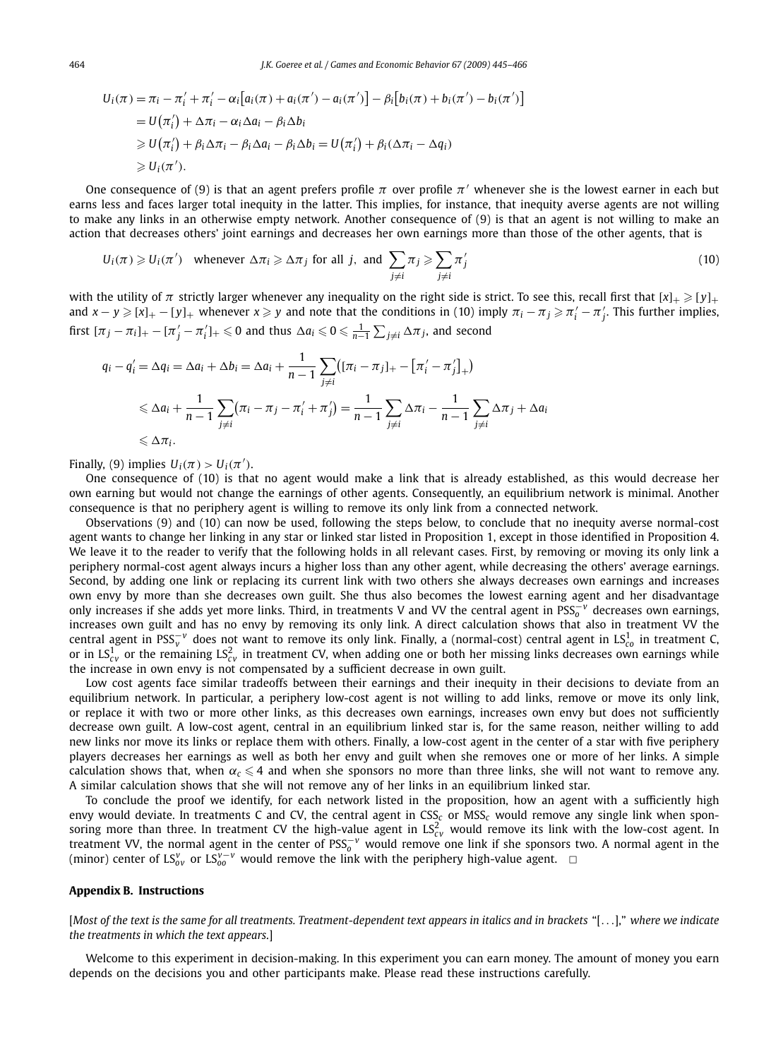$$
\begin{aligned}
U_i(\pi) &= \pi_i - \pi_i' + \pi_i' - \alpha_i\big[a_i(\pi) + a_i(\pi') - a_i(\pi')\big] - \beta_i\big[b_i(\pi) + b_i(\pi') - b_i(\pi')\big] \\
&= U\big(\pi_i'\big) + \Delta\pi_i - \alpha_i \Delta a_i - \beta_i \Delta b_i \\
&\geqslant U\big(\pi_i'\big) + \beta_i \Delta\pi_i - \beta_i \Delta a_i - \beta_i \Delta b_i = U\big(\pi_i'\big) + \beta_i(\Delta\pi_i - \Delta q_i) \\
&\geqslant U_i(\pi').
\end{aligned}
$$

One consequence of (9) is that an agent prefers profile $\pi$ over profile $\pi'$ whenever she is the lowest earner in each but earns less and faces larger total inequity in the latter. This implies, for instance, that inequity averse agents are not willing to make any links in an otherwise empty network. Another consequence of (9) is that an agent is not willing to make an action that decreases others' joint earnings and decreases her own earnings more than those of the other agents, that is

$$
U_i(\pi) \geqslant U_i(\pi') \quad \text{whenever } \Delta\pi_i \geqslant \Delta\pi_j \text{ for all } j, \text{ and } \sum_{j \neq i} \pi_j \geqslant \sum_{j \neq i} \pi_j' \tag{10}
$$

with the utility of $\pi$ strictly larger whenever any inequality on the right side is strict. To see this, recall first that $[x]_+ \geqslant [y]_+$ and $x - y \geqslant [x]_+ - [y]_+$ whenever $x \geqslant y$ and note that the conditions in (10) imply $\pi_i - \pi_j \geqslant \pi_i' - \pi_j'$. This further implies, first $[\pi_j - \pi_i]_+ - [\pi_j' - \pi_i']_+ \leqslant 0$ and thus $\Delta a_i \leqslant 0 \leqslant \frac{1}{n-1} \sum_{j \neq i} \Delta\pi_j$, and second

$$
\begin{aligned}
q_i - q_i' = \Delta q_i &= \Delta a_i + \Delta b_i = \Delta a_i + \frac{1}{n-1} \sum_{j \neq i} \big([\pi_i - \pi_j]_+ - \big[\pi_i' - \pi_j'\big]_+\big) \\
&\leqslant \Delta a_i + \frac{1}{n-1} \sum_{j \neq i} \big(\pi_i - \pi_j - \pi_i' + \pi_j'\big) = \frac{1}{n-1} \sum_{j \neq i} \Delta\pi_i - \frac{1}{n-1} \sum_{j \neq i} \Delta\pi_j + \Delta a_i \\
&\leqslant \Delta\pi_i.
\end{aligned}
$$

Finally, (9) implies $U_i(\pi) > U_i(\pi')$.

One consequence of (10) is that no agent would make a link that is already established, as this would decrease her own earning but would not change the earnings of other agents. Consequently, an equilibrium network is minimal. Another consequence is that no periphery agent is willing to remove its only link from a connected network.

Observations (9) and (10) can now be used, following the steps below, to conclude that no inequity averse normal-cost agent wants to change her linking in any star or linked star listed in Proposition 1, except in those identified in Proposition 4. We leave it to the reader to verify that the following holds in all relevant cases. First, by removing or moving its only link a periphery normal-cost agent always incurs a higher loss than any other agent, while decreasing the others' average earnings. Second, by adding one link or replacing its current link with two others she always decreases own earnings and increases own envy by more than she decreases own guilt. She thus also becomes the lowest earning agent and her disadvantage only increases if she adds yet more links. Third, in treatments V and VV the central agent in $\text{PSS}_o^{-v}$ decreases own earnings, increases own guilt and has no envy by removing its only link. A direct calculation shows that also in treatment VV the central agent in $\text{PSS}_v^{-v}$ does not want to remove its only link. Finally, a (normal-cost) central agent in $\text{LS}_{co}^1$ in treatment C, or in $\text{LS}_{cv}^1$ or the remaining $\text{LS}_{cv}^2$ in treatment CV, when adding one or both her missing links decreases own earnings while the increase in own envy is not compensated by a sufficient decrease in own guilt.

Low cost agents face similar tradeoffs between their earnings and their inequity in their decisions to deviate from an equilibrium network. In particular, a periphery low-cost agent is not willing to add links, remove or move its only link, or replace it with two or more other links, as this decreases own earnings, increases own envy but does not sufficiently decrease own guilt. A low-cost agent, central in an equilibrium linked star is, for the same reason, neither willing to add new links nor move its links or replace them with others. Finally, a low-cost agent in the center of a star with five periphery players decreases her earnings as well as both her envy and guilt when she removes one or more of her links. A simple calculation shows that, when $\alpha_c \leqslant 4$ and when she sponsors no more than three links, she will not want to remove any. A similar calculation shows that she will not remove any of her links in an equilibrium linked star.

To conclude the proof we identify, for each network listed in the proposition, how an agent with a sufficiently high envy would deviate. In treatments C and CV, the central agent in $\text{CSS}_c$ or $\text{MSS}_c$ would remove any single link when sponsoring more than three. In treatment CV the high-value agent in $\text{LS}_{cv}^2$ would remove its link with the low-cost agent. In treatment VV, the normal agent in the center of $\text{PSS}_o^{-v}$ would remove one link if she sponsors two. A normal agent in the (minor) center of $\text{LS}_{ov}^v$ or $\text{LS}_{oo}^{v-v}$ would remove the link with the periphery high-value agent. $\square$

## Appendix B. Instructions

[*Most of the text is the same for all treatments. Treatment-dependent text appears in italics and in brackets* "[...]," *where we indicate the treatments in which the text appears.*]

Welcome to this experiment in decision-making. In this experiment you can earn money. The amount of money you earn depends on the decisions you and other participants make. Please read these instructions carefully.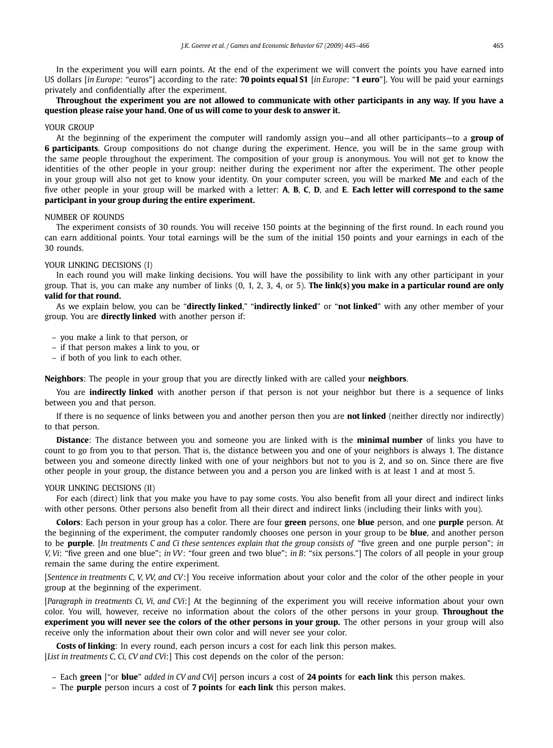In the experiment you will earn points. At the end of the experiment we will convert the points you have earned into US dollars [*in Europe*: "euros"] according to the rate: **70 points equal $1** [*in Europe*: "**1 euro**"]. You will be paid your earnings privately and confidentially after the experiment.

**Throughout the experiment you are not allowed to communicate with other participants in any way. If you have a question please raise your hand. One of us will come to your desk to answer it.**

YOUR GROUP

At the beginning of the experiment the computer will randomly assign you—and all other participants—to a **group of 6 participants**. Group compositions do not change during the experiment. Hence, you will be in the same group with the same people throughout the experiment. The composition of your group is anonymous. You will not get to know the identities of the other people in your group: neither during the experiment nor after the experiment. The other people in your group will also not get to know your identity. On your computer screen, you will be marked **Me** and each of the five other people in your group will be marked with a letter: **A**, **B**, **C**, **D**, and **E**. **Each letter will correspond to the same participant in your group during the entire experiment.**

NUMBER OF ROUNDS

The experiment consists of 30 rounds. You will receive 150 points at the beginning of the first round. In each round you can earn additional points. Your total earnings will be the sum of the initial 150 points and your earnings in each of the 30 rounds.

YOUR LINKING DECISIONS (I)

In each round you will make linking decisions. You will have the possibility to link with any other participant in your group. That is, you can make any number of links (0, 1, 2, 3, 4, or 5). **The link(s) you make in a particular round are only valid for that round.**

As we explain below, you can be "**directly linked**," "**indirectly linked**" or "**not linked**" with any other member of your group. You are **directly linked** with another person if:

– you make a link to that person, or
– if that person makes a link to you, or
– if both of you link to each other.

**Neighbors**: The people in your group that you are directly linked with are called your **neighbors**.

You are **indirectly linked** with another person if that person is not your neighbor but there is a sequence of links between you and that person.

If there is no sequence of links between you and another person then you are **not linked** (neither directly nor indirectly) to that person.

**Distance**: The distance between you and someone you are linked with is the **minimal number** of links you have to count to go from you to that person. That is, the distance between you and one of your neighbors is always 1. The distance between you and someone directly linked with one of your neighbors but not to you is 2, and so on. Since there are five other people in your group, the distance between you and a person you are linked with is at least 1 and at most 5.

YOUR LINKING DECISIONS (II)

For each (direct) link that you make you have to pay some costs. You also benefit from all your direct and indirect links with other persons. Other persons also benefit from all their direct and indirect links (including their links with you).

**Colors**: Each person in your group has a color. There are four **green** persons, one **blue** person, and one **purple** person. At the beginning of the experiment, the computer randomly chooses one person in your group to be **blue**, and another person to be **purple**. [*In treatments C and Ci these sentences explain that the group consists of* "five green and one purple person"; *in V, Vi*: "five green and one blue"; *in VV*: "four green and two blue"; *in B*: "six persons."] The colors of all people in your group remain the same during the entire experiment.

[*Sentence in treatments C, V, VV, and CV*:] You receive information about your color and the color of the other people in your group at the beginning of the experiment.

[*Paragraph in treatments Ci, Vi, and CVi*:] At the beginning of the experiment you will receive information about your own color. You will, however, receive no information about the colors of the other persons in your group. **Throughout the experiment you will never see the colors of the other persons in your group.** The other persons in your group will also receive only the information about their own color and will never see your color.

**Costs of linking**: In every round, each person incurs a cost for each link this person makes.
[*List in treatments C, Ci, CV and CVi*:] This cost depends on the color of the person:

– Each **green** ["or **blue**" *added in CV and CVi*] person incurs a cost of **24 points** for **each link** this person makes.
– The **purple** person incurs a cost of **7 points** for **each link** this person makes.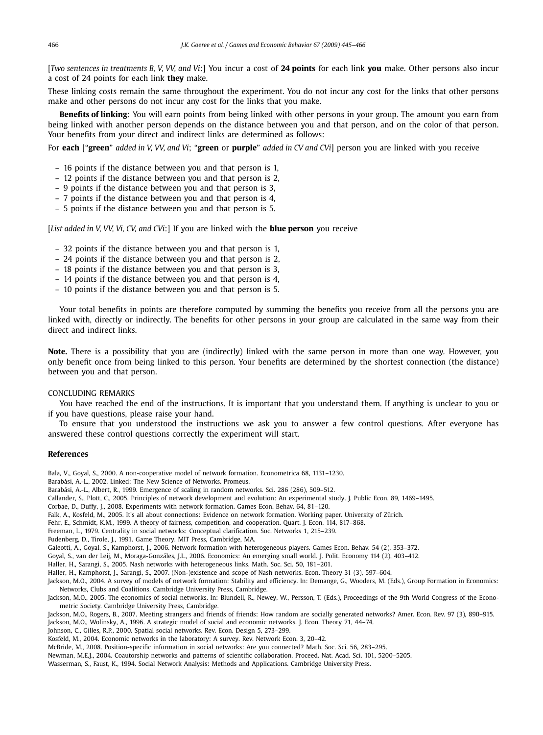[*Two sentences in treatments B, V, VV, and Vi*:] You incur a cost of **24 points** for each link **you** make. Other persons also incur a cost of 24 points for each link **they** make.

These linking costs remain the same throughout the experiment. You do not incur any cost for the links that other persons make and other persons do not incur any cost for the links that you make.

**Benefits of linking**: You will earn points from being linked with other persons in your group. The amount you earn from being linked with another person depends on the distance between you and that person, and on the color of that person. Your benefits from your direct and indirect links are determined as follows:

For **each** ["**green**" *added in V, VV, and Vi*; "**green** or **purple**" *added in CV and CVi*] person you are linked with you receive

- 16 points if the distance between you and that person is 1,
- 12 points if the distance between you and that person is 2,
- 9 points if the distance between you and that person is 3,
- 7 points if the distance between you and that person is 4,
- 5 points if the distance between you and that person is 5.

[*List added in V, VV, Vi, CV, and CVi*:] If you are linked with the **blue person** you receive

- 32 points if the distance between you and that person is 1,
- 24 points if the distance between you and that person is 2,
- 18 points if the distance between you and that person is 3,
- 14 points if the distance between you and that person is 4,
- 10 points if the distance between you and that person is 5.

Your total benefits in points are therefore computed by summing the benefits you receive from all the persons you are linked with, directly or indirectly. The benefits for other persons in your group are calculated in the same way from their direct and indirect links.

**Note.** There is a possibility that you are (indirectly) linked with the same person in more than one way. However, you only benefit once from being linked to this person. Your benefits are determined by the shortest connection (the distance) between you and that person.

CONCLUDING REMARKS

You have reached the end of the instructions. It is important that you understand them. If anything is unclear to you or if you have questions, please raise your hand.

To ensure that you understood the instructions we ask you to answer a few control questions. After everyone has answered these control questions correctly the experiment will start.

## References

Bala, V., Goyal, S., 2000. A non-cooperative model of network formation. Econometrica 68, 1131–1230.

Barabási, A.-L., 2002. Linked: The New Science of Networks. Promeus.

Barabási, A.-L., Albert, R., 1999. Emergence of scaling in random networks. Sci. 286 (286), 509–512.

Callander, S., Plott, C., 2005. Principles of network development and evolution: An experimental study. J. Public Econ. 89, 1469–1495.

Corbae, D., Duffy, J., 2008. Experiments with network formation. Games Econ. Behav. 64, 81–120.

Falk, A., Kosfeld, M., 2005. It's all about connections: Evidence on network formation. Working paper. University of Zürich.

Fehr, E., Schmidt, K.M., 1999. A theory of fairness, competition, and cooperation. Quart. J. Econ. 114, 817–868.

Freeman, L., 1979. Centrality in social networks: Conceptual clarification. Soc. Networks 1, 215–239.

Fudenberg, D., Tirole, J., 1991. Game Theory. MIT Press, Cambridge, MA.

Galeotti, A., Goyal, S., Kamphorst, J., 2006. Network formation with heterogeneous players. Games Econ. Behav. 54 (2), 353–372.

Goyal, S., van der Leij, M., Moraga-Gonzáles, J.L., 2006. Economics: An emerging small world. J. Polit. Economy 114 (2), 403–412.

Haller, H., Sarangi, S., 2005. Nash networks with heterogeneous links. Math. Soc. Sci. 50, 181–201.

Haller, H., Kamphorst, J., Sarangi, S., 2007. (Non-)existence and scope of Nash networks. Econ. Theory 31 (3), 597–604.

Jackson, M.O., 2004. A survey of models of network formation: Stability and efficiency. In: Demange, G., Wooders, M. (Eds.), Group Formation in Economics: Networks, Clubs and Coalitions. Cambridge University Press, Cambridge.

Jackson, M.O., 2005. The economics of social networks. In: Blundell, R., Newey, W., Persson, T. (Eds.), Proceedings of the 9th World Congress of the Econometric Society. Cambridge University Press, Cambridge.

Jackson, M.O., Rogers, B., 2007. Meeting strangers and friends of friends: How random are socially generated networks? Amer. Econ. Rev. 97 (3), 890–915.

Jackson, M.O., Wolinsky, A., 1996. A strategic model of social and economic networks. J. Econ. Theory 71, 44–74.

Johnson, C., Gilles, R.P., 2000. Spatial social networks. Rev. Econ. Design 5, 273–299.

Kosfeld, M., 2004. Economic networks in the laboratory: A survey. Rev. Network Econ. 3, 20–42.

McBride, M., 2008. Position-specific information in social networks: Are you connected? Math. Soc. Sci. 56, 283–295.

Newman, M.E.J., 2004. Coautorship networks and patterns of scientific collaboration. Proceed. Nat. Acad. Sci. 101, 5200–5205.

Wasserman, S., Faust, K., 1994. Social Network Analysis: Methods and Applications. Cambridge University Press.